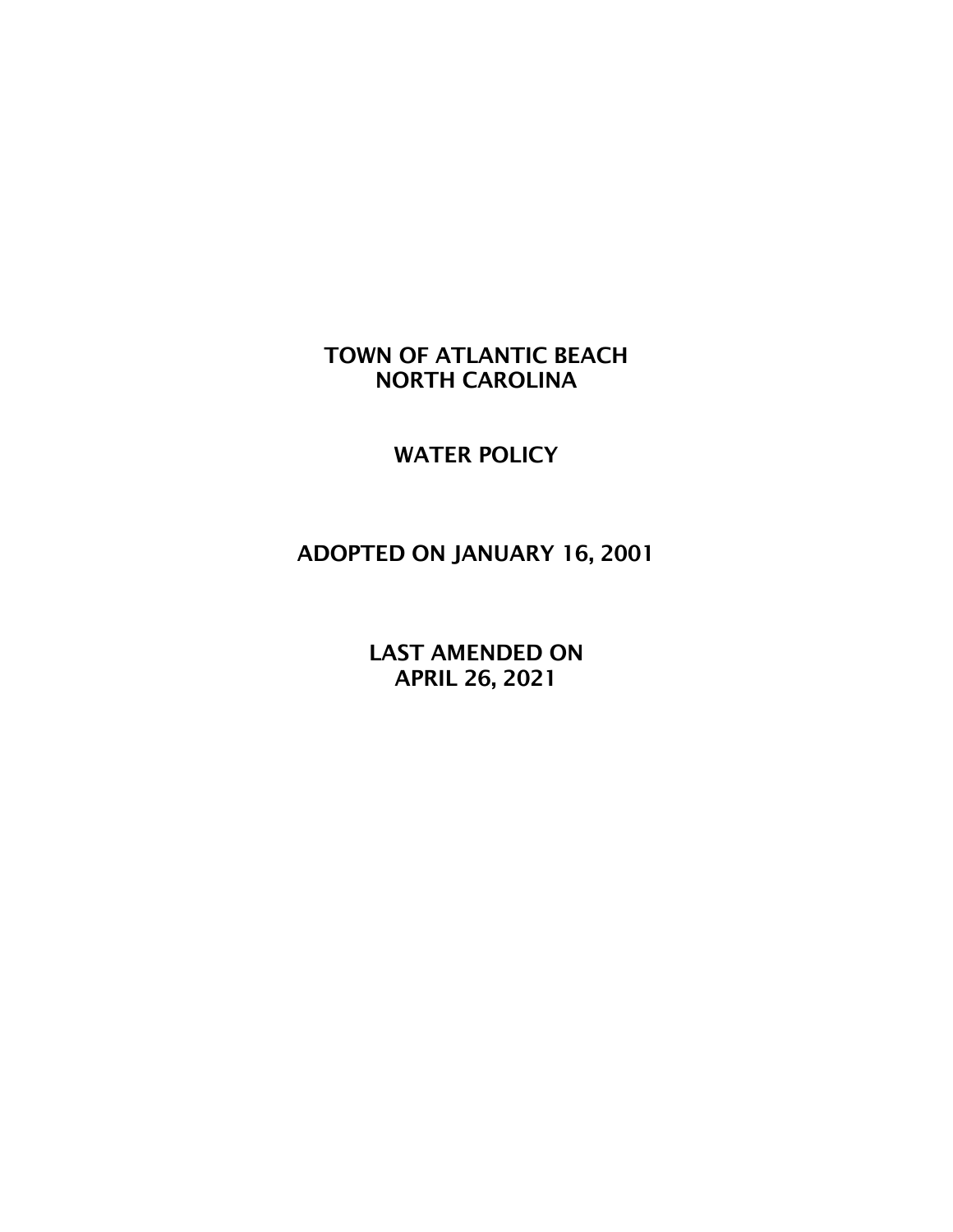# TOWN OF ATLANTIC BEACH
# NORTH CAROLINA

## WATER POLICY

### ADOPTED ON JANUARY 16, 2001

### LAST AMENDED ON
### APRIL 26, 2021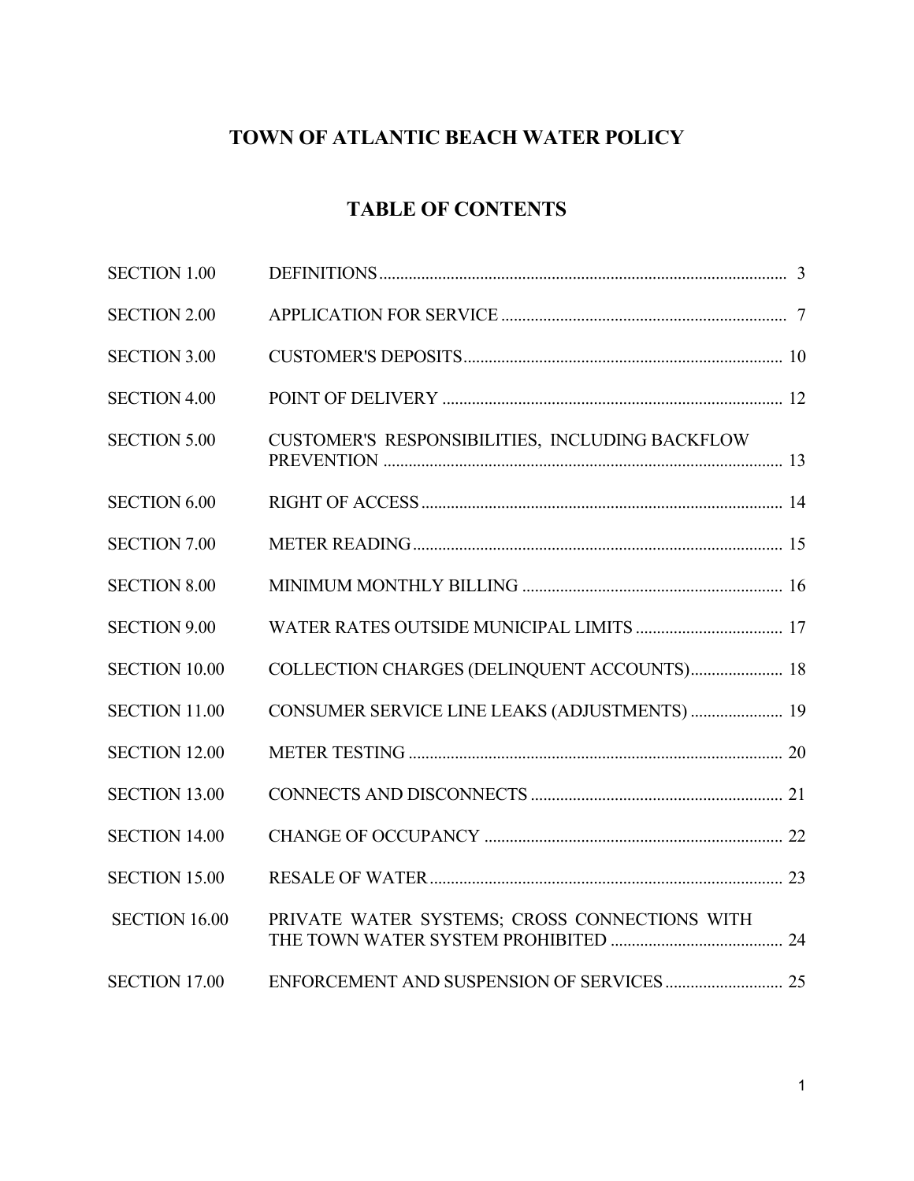# TOWN OF ATLANTIC BEACH WATER POLICY

## TABLE OF CONTENTS

| | | |
|---|---|---|
| SECTION 1.00 | DEFINITIONS | 3 |
| SECTION 2.00 | APPLICATION FOR SERVICE | 7 |
| SECTION 3.00 | CUSTOMER'S DEPOSITS | 10 |
| SECTION 4.00 | POINT OF DELIVERY | 12 |
| SECTION 5.00 | CUSTOMER'S RESPONSIBILITIES, INCLUDING BACKFLOW PREVENTION | 13 |
| SECTION 6.00 | RIGHT OF ACCESS | 14 |
| SECTION 7.00 | METER READING | 15 |
| SECTION 8.00 | MINIMUM MONTHLY BILLING | 16 |
| SECTION 9.00 | WATER RATES OUTSIDE MUNICIPAL LIMITS | 17 |
| SECTION 10.00 | COLLECTION CHARGES (DELINQUENT ACCOUNTS) | 18 |
| SECTION 11.00 | CONSUMER SERVICE LINE LEAKS (ADJUSTMENTS) | 19 |
| SECTION 12.00 | METER TESTING | 20 |
| SECTION 13.00 | CONNECTS AND DISCONNECTS | 21 |
| SECTION 14.00 | CHANGE OF OCCUPANCY | 22 |
| SECTION 15.00 | RESALE OF WATER | 23 |
| SECTION 16.00 | PRIVATE WATER SYSTEMS; CROSS CONNECTIONS WITH THE TOWN WATER SYSTEM PROHIBITED | 24 |
| SECTION 17.00 | ENFORCEMENT AND SUSPENSION OF SERVICES | 25 |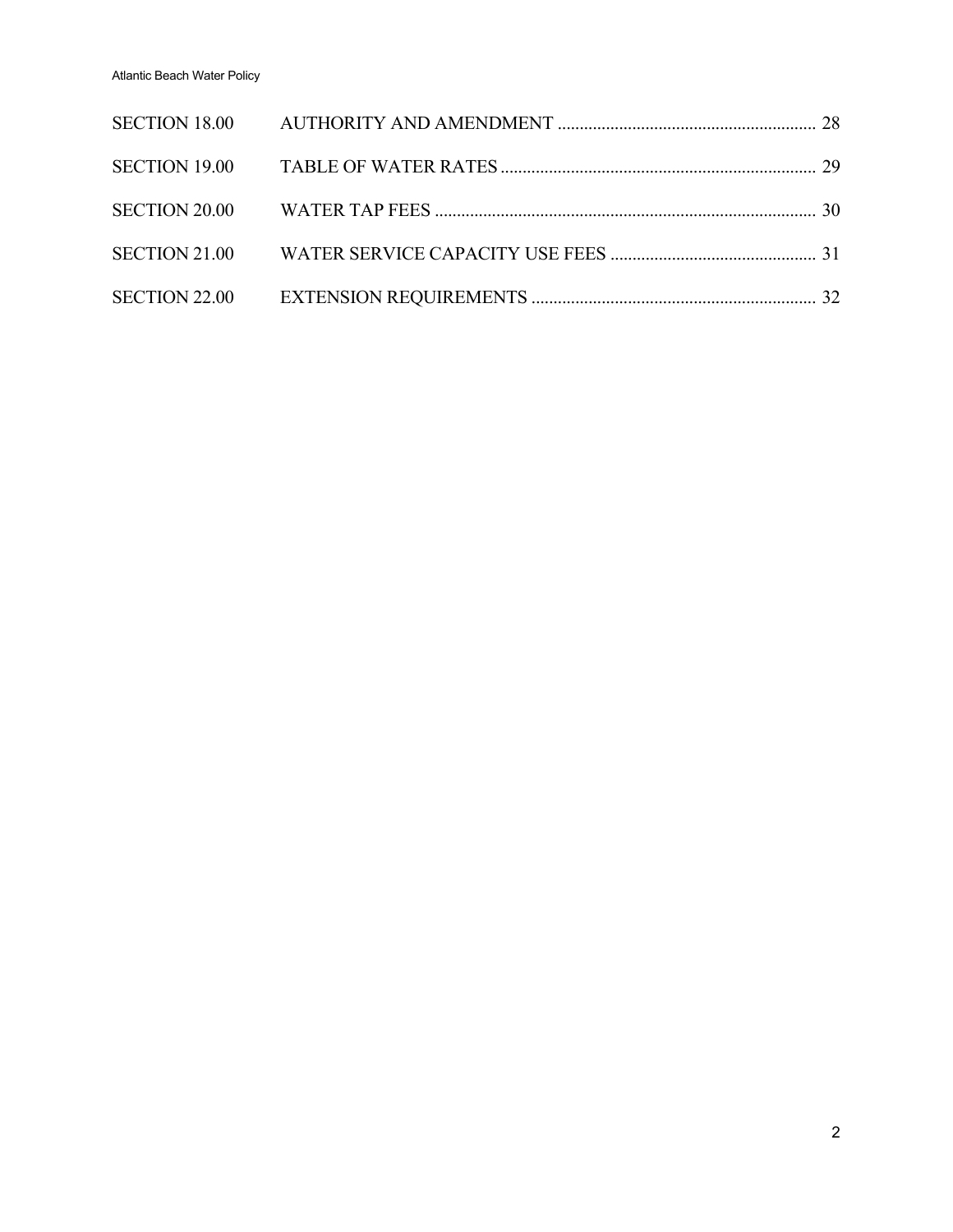| | | |
|---|---|---|
| SECTION 18.00 | AUTHORITY AND AMENDMENT | 28 |
| SECTION 19.00 | TABLE OF WATER RATES | 29 |
| SECTION 20.00 | WATER TAP FEES | 30 |
| SECTION 21.00 | WATER SERVICE CAPACITY USE FEES | 31 |
| SECTION 22.00 | EXTENSION REQUIREMENTS | 32 |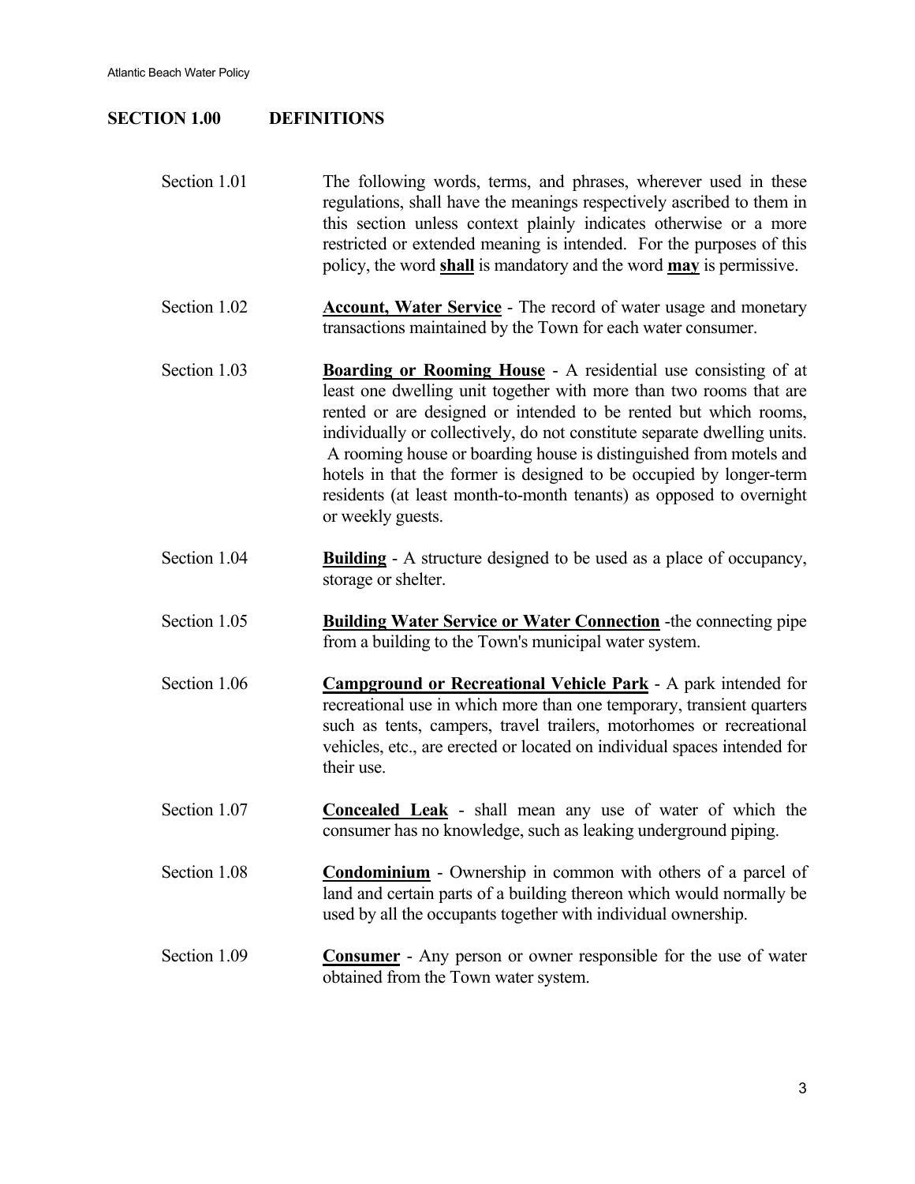## SECTION 1.00 DEFINITIONS

Section 1.01 The following words, terms, and phrases, wherever used in these regulations, shall have the meanings respectively ascribed to them in this section unless context plainly indicates otherwise or a more restricted or extended meaning is intended. For the purposes of this policy, the word **shall** is mandatory and the word **may** is permissive.

Section 1.02 **Account, Water Service** - The record of water usage and monetary transactions maintained by the Town for each water consumer.

Section 1.03 **Boarding or Rooming House** - A residential use consisting of at least one dwelling unit together with more than two rooms that are rented or are designed or intended to be rented but which rooms, individually or collectively, do not constitute separate dwelling units. A rooming house or boarding house is distinguished from motels and hotels in that the former is designed to be occupied by longer-term residents (at least month-to-month tenants) as opposed to overnight or weekly guests.

Section 1.04 **Building** - A structure designed to be used as a place of occupancy, storage or shelter.

Section 1.05 **Building Water Service or Water Connection** -the connecting pipe from a building to the Town's municipal water system.

Section 1.06 **Campground or Recreational Vehicle Park** - A park intended for recreational use in which more than one temporary, transient quarters such as tents, campers, travel trailers, motorhomes or recreational vehicles, etc., are erected or located on individual spaces intended for their use.

Section 1.07 **Concealed Leak** - shall mean any use of water of which the consumer has no knowledge, such as leaking underground piping.

Section 1.08 **Condominium** - Ownership in common with others of a parcel of land and certain parts of a building thereon which would normally be used by all the occupants together with individual ownership.

Section 1.09 **Consumer** - Any person or owner responsible for the use of water obtained from the Town water system.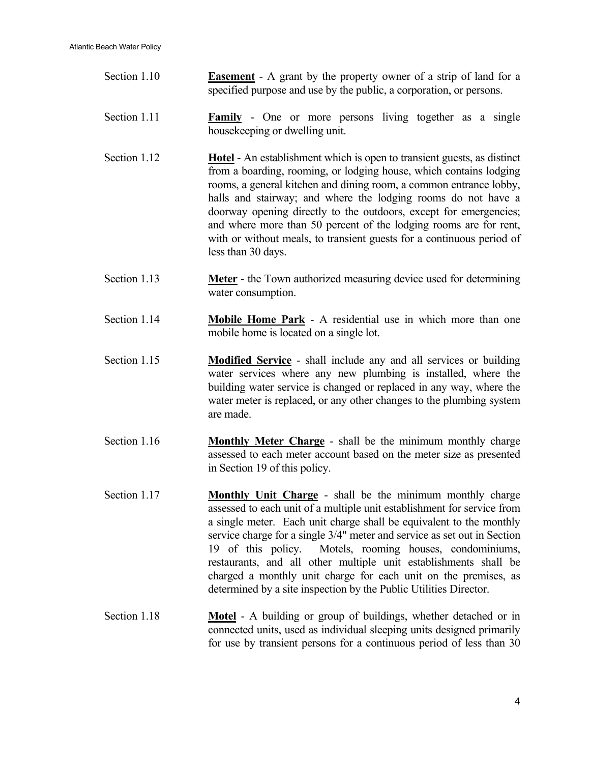Section 1.10 **Easement** - A grant by the property owner of a strip of land for a specified purpose and use by the public, a corporation, or persons.

Section 1.11 **Family** - One or more persons living together as a single housekeeping or dwelling unit.

Section 1.12 **Hotel** - An establishment which is open to transient guests, as distinct from a boarding, rooming, or lodging house, which contains lodging rooms, a general kitchen and dining room, a common entrance lobby, halls and stairway; and where the lodging rooms do not have a doorway opening directly to the outdoors, except for emergencies; and where more than 50 percent of the lodging rooms are for rent, with or without meals, to transient guests for a continuous period of less than 30 days.

Section 1.13 **Meter** - the Town authorized measuring device used for determining water consumption.

Section 1.14 **Mobile Home Park** - A residential use in which more than one mobile home is located on a single lot.

Section 1.15 **Modified Service** - shall include any and all services or building water services where any new plumbing is installed, where the building water service is changed or replaced in any way, where the water meter is replaced, or any other changes to the plumbing system are made.

Section 1.16 **Monthly Meter Charge** - shall be the minimum monthly charge assessed to each meter account based on the meter size as presented in Section 19 of this policy.

Section 1.17 **Monthly Unit Charge** - shall be the minimum monthly charge assessed to each unit of a multiple unit establishment for service from a single meter. Each unit charge shall be equivalent to the monthly service charge for a single 3/4" meter and service as set out in Section 19 of this policy. Motels, rooming houses, condominiums, restaurants, and all other multiple unit establishments shall be charged a monthly unit charge for each unit on the premises, as determined by a site inspection by the Public Utilities Director.

Section 1.18 **Motel** - A building or group of buildings, whether detached or in connected units, used as individual sleeping units designed primarily for use by transient persons for a continuous period of less than 30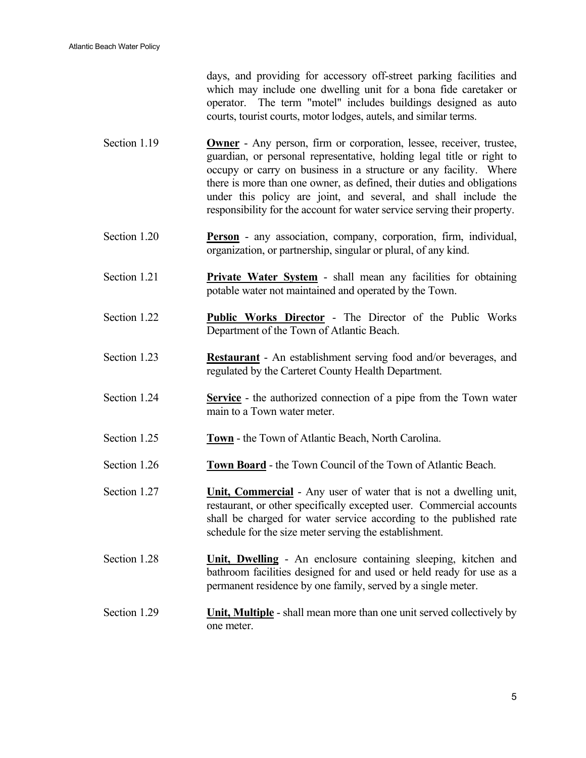days, and providing for accessory off-street parking facilities and which may include one dwelling unit for a bona fide caretaker or operator. The term "motel" includes buildings designed as auto courts, tourist courts, motor lodges, autels, and similar terms.

Section 1.19 **Owner** - Any person, firm or corporation, lessee, receiver, trustee, guardian, or personal representative, holding legal title or right to occupy or carry on business in a structure or any facility. Where there is more than one owner, as defined, their duties and obligations under this policy are joint, and several, and shall include the responsibility for the account for water service serving their property.

Section 1.20 **Person** - any association, company, corporation, firm, individual, organization, or partnership, singular or plural, of any kind.

Section 1.21 **Private Water System** - shall mean any facilities for obtaining potable water not maintained and operated by the Town.

Section 1.22 **Public Works Director** - The Director of the Public Works Department of the Town of Atlantic Beach.

Section 1.23 **Restaurant** - An establishment serving food and/or beverages, and regulated by the Carteret County Health Department.

Section 1.24 **Service** - the authorized connection of a pipe from the Town water main to a Town water meter.

Section 1.25 **Town** - the Town of Atlantic Beach, North Carolina.

Section 1.26 **Town Board** - the Town Council of the Town of Atlantic Beach.

Section 1.27 **Unit, Commercial** - Any user of water that is not a dwelling unit, restaurant, or other specifically excepted user. Commercial accounts shall be charged for water service according to the published rate schedule for the size meter serving the establishment.

Section 1.28 **Unit, Dwelling** - An enclosure containing sleeping, kitchen and bathroom facilities designed for and used or held ready for use as a permanent residence by one family, served by a single meter.

Section 1.29 **Unit, Multiple** - shall mean more than one unit served collectively by one meter.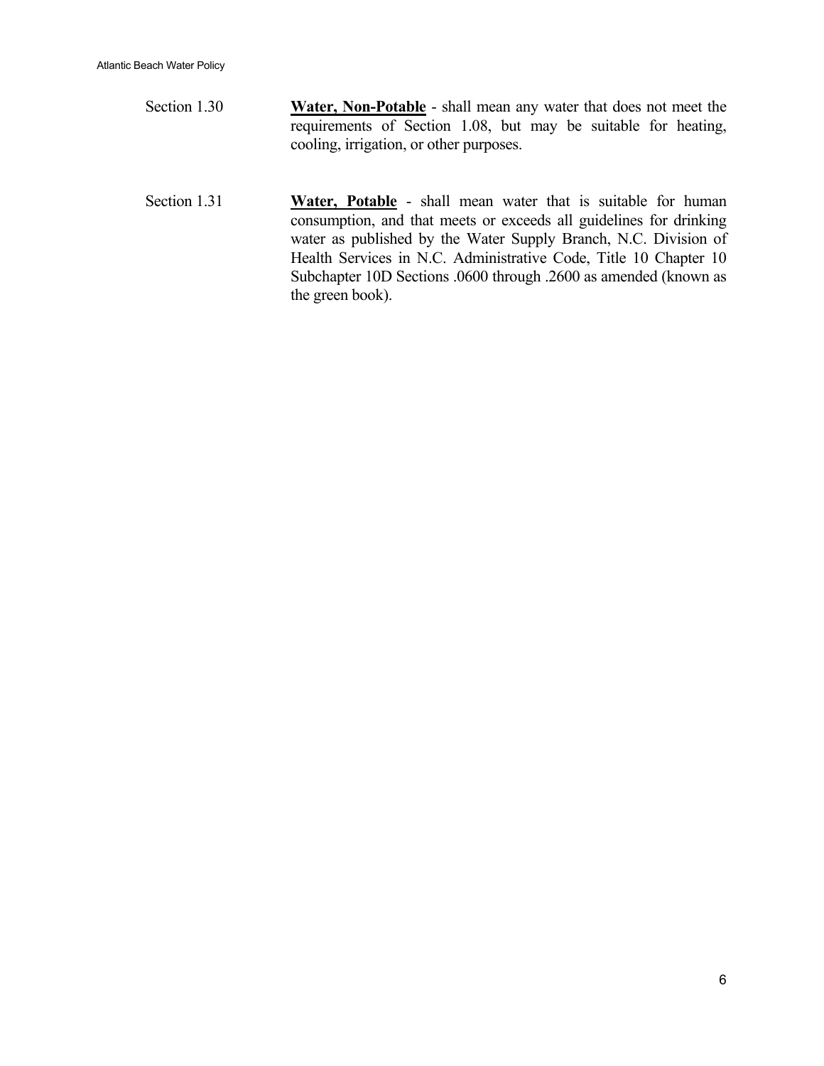Section 1.30 **Water, Non-Potable** - shall mean any water that does not meet the requirements of Section 1.08, but may be suitable for heating, cooling, irrigation, or other purposes.

Section 1.31 **Water, Potable** - shall mean water that is suitable for human consumption, and that meets or exceeds all guidelines for drinking water as published by the Water Supply Branch, N.C. Division of Health Services in N.C. Administrative Code, Title 10 Chapter 10 Subchapter 10D Sections .0600 through .2600 as amended (known as the green book).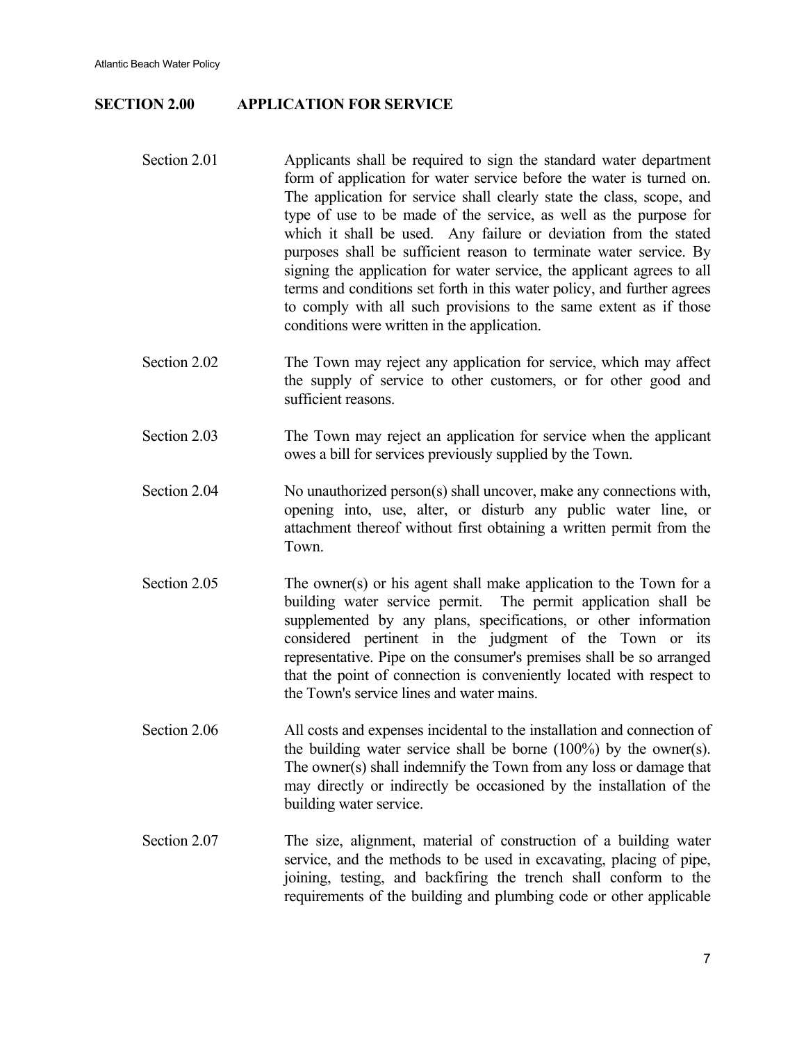## SECTION 2.00 APPLICATION FOR SERVICE

Section 2.01 Applicants shall be required to sign the standard water department form of application for water service before the water is turned on. The application for service shall clearly state the class, scope, and type of use to be made of the service, as well as the purpose for which it shall be used. Any failure or deviation from the stated purposes shall be sufficient reason to terminate water service. By signing the application for water service, the applicant agrees to all terms and conditions set forth in this water policy, and further agrees to comply with all such provisions to the same extent as if those conditions were written in the application.

Section 2.02 The Town may reject any application for service, which may affect the supply of service to other customers, or for other good and sufficient reasons.

Section 2.03 The Town may reject an application for service when the applicant owes a bill for services previously supplied by the Town.

Section 2.04 No unauthorized person(s) shall uncover, make any connections with, opening into, use, alter, or disturb any public water line, or attachment thereof without first obtaining a written permit from the Town.

Section 2.05 The owner(s) or his agent shall make application to the Town for a building water service permit. The permit application shall be supplemented by any plans, specifications, or other information considered pertinent in the judgment of the Town or its representative. Pipe on the consumer's premises shall be so arranged that the point of connection is conveniently located with respect to the Town's service lines and water mains.

Section 2.06 All costs and expenses incidental to the installation and connection of the building water service shall be borne (100%) by the owner(s). The owner(s) shall indemnify the Town from any loss or damage that may directly or indirectly be occasioned by the installation of the building water service.

Section 2.07 The size, alignment, material of construction of a building water service, and the methods to be used in excavating, placing of pipe, joining, testing, and backfiring the trench shall conform to the requirements of the building and plumbing code or other applicable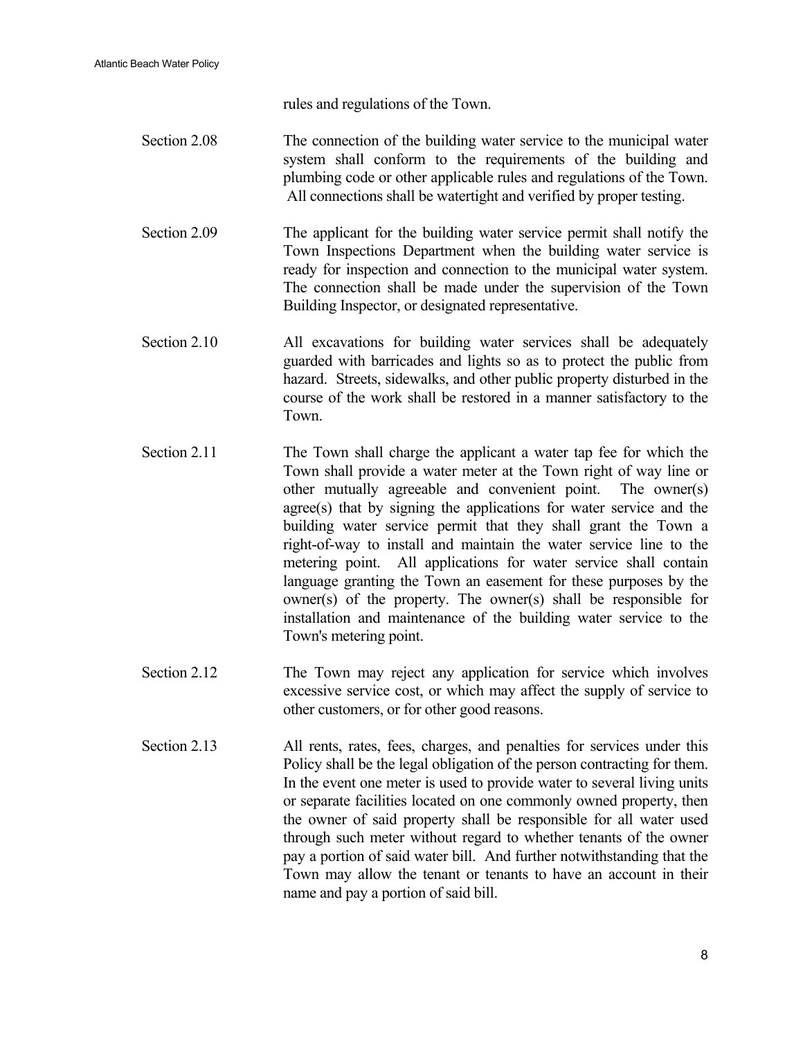rules and regulations of the Town.

**Section 2.08** The connection of the building water service to the municipal water system shall conform to the requirements of the building and plumbing code or other applicable rules and regulations of the Town. All connections shall be watertight and verified by proper testing.

**Section 2.09** The applicant for the building water service permit shall notify the Town Inspections Department when the building water service is ready for inspection and connection to the municipal water system. The connection shall be made under the supervision of the Town Building Inspector, or designated representative.

**Section 2.10** All excavations for building water services shall be adequately guarded with barricades and lights so as to protect the public from hazard. Streets, sidewalks, and other public property disturbed in the course of the work shall be restored in a manner satisfactory to the Town.

**Section 2.11** The Town shall charge the applicant a water tap fee for which the Town shall provide a water meter at the Town right of way line or other mutually agreeable and convenient point. The owner(s) agree(s) that by signing the applications for water service and the building water service permit that they shall grant the Town a right-of-way to install and maintain the water service line to the metering point. All applications for water service shall contain language granting the Town an easement for these purposes by the owner(s) of the property. The owner(s) shall be responsible for installation and maintenance of the building water service to the Town's metering point.

**Section 2.12** The Town may reject any application for service which involves excessive service cost, or which may affect the supply of service to other customers, or for other good reasons.

**Section 2.13** All rents, rates, fees, charges, and penalties for services under this Policy shall be the legal obligation of the person contracting for them. In the event one meter is used to provide water to several living units or separate facilities located on one commonly owned property, then the owner of said property shall be responsible for all water used through such meter without regard to whether tenants of the owner pay a portion of said water bill. And further notwithstanding that the Town may allow the tenant or tenants to have an account in their name and pay a portion of said bill.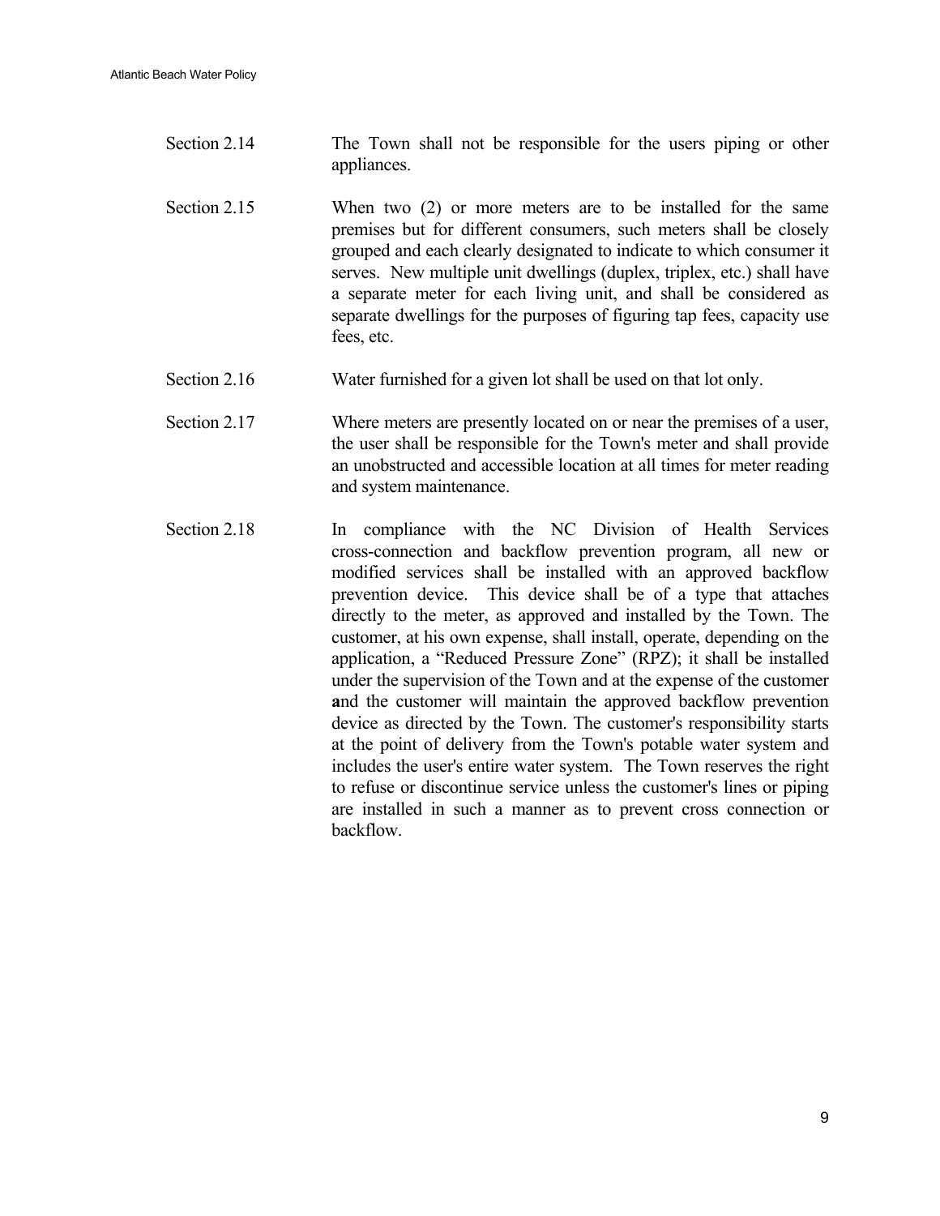Section 2.14 The Town shall not be responsible for the users piping or other appliances.

Section 2.15 When two (2) or more meters are to be installed for the same premises but for different consumers, such meters shall be closely grouped and each clearly designated to indicate to which consumer it serves. New multiple unit dwellings (duplex, triplex, etc.) shall have a separate meter for each living unit, and shall be considered as separate dwellings for the purposes of figuring tap fees, capacity use fees, etc.

Section 2.16 Water furnished for a given lot shall be used on that lot only.

Section 2.17 Where meters are presently located on or near the premises of a user, the user shall be responsible for the Town's meter and shall provide an unobstructed and accessible location at all times for meter reading and system maintenance.

Section 2.18 In compliance with the NC Division of Health Services cross-connection and backflow prevention program, all new or modified services shall be installed with an approved backflow prevention device. This device shall be of a type that attaches directly to the meter, as approved and installed by the Town. The customer, at his own expense, shall install, operate, depending on the application, a "Reduced Pressure Zone" (RPZ); it shall be installed under the supervision of the Town and at the expense of the customer **a**nd the customer will maintain the approved backflow prevention device as directed by the Town. The customer's responsibility starts at the point of delivery from the Town's potable water system and includes the user's entire water system. The Town reserves the right to refuse or discontinue service unless the customer's lines or piping are installed in such a manner as to prevent cross connection or backflow.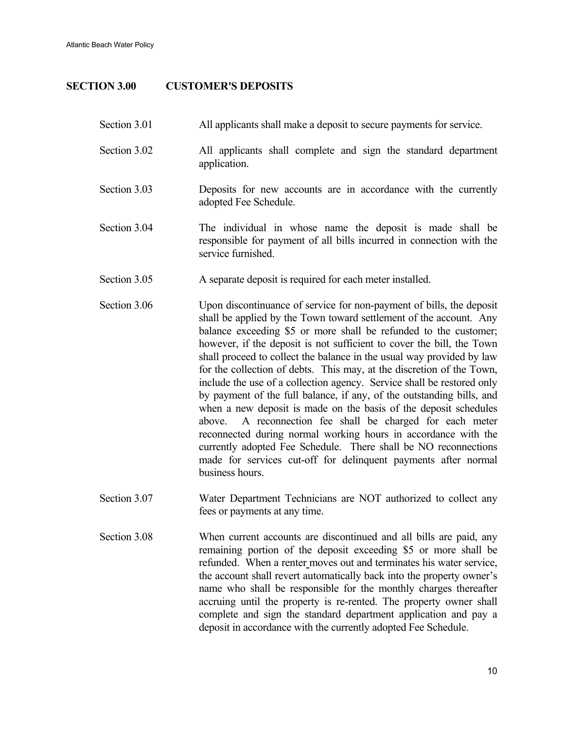## SECTION 3.00 CUSTOMER'S DEPOSITS

Section 3.01 All applicants shall make a deposit to secure payments for service.

Section 3.02 All applicants shall complete and sign the standard department application.

Section 3.03 Deposits for new accounts are in accordance with the currently adopted Fee Schedule.

Section 3.04 The individual in whose name the deposit is made shall be responsible for payment of all bills incurred in connection with the service furnished.

Section 3.05 A separate deposit is required for each meter installed.

Section 3.06 Upon discontinuance of service for non-payment of bills, the deposit shall be applied by the Town toward settlement of the account. Any balance exceeding $5 or more shall be refunded to the customer; however, if the deposit is not sufficient to cover the bill, the Town shall proceed to collect the balance in the usual way provided by law for the collection of debts. This may, at the discretion of the Town, include the use of a collection agency. Service shall be restored only by payment of the full balance, if any, of the outstanding bills, and when a new deposit is made on the basis of the deposit schedules above. A reconnection fee shall be charged for each meter reconnected during normal working hours in accordance with the currently adopted Fee Schedule. There shall be NO reconnections made for services cut-off for delinquent payments after normal business hours.

Section 3.07 Water Department Technicians are NOT authorized to collect any fees or payments at any time.

Section 3.08 When current accounts are discontinued and all bills are paid, any remaining portion of the deposit exceeding $5 or more shall be refunded. When a renter moves out and terminates his water service, the account shall revert automatically back into the property owner's name who shall be responsible for the monthly charges thereafter accruing until the property is re-rented. The property owner shall complete and sign the standard department application and pay a deposit in accordance with the currently adopted Fee Schedule.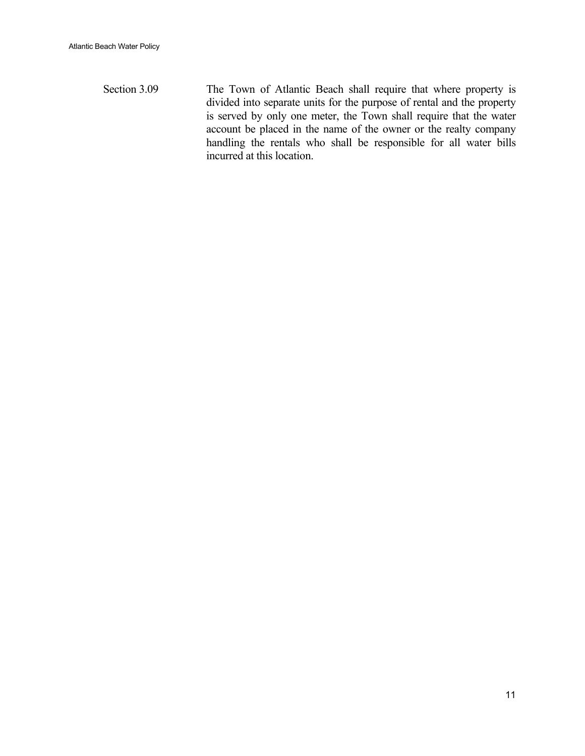Section 3.09 The Town of Atlantic Beach shall require that where property is divided into separate units for the purpose of rental and the property is served by only one meter, the Town shall require that the water account be placed in the name of the owner or the realty company handling the rentals who shall be responsible for all water bills incurred at this location.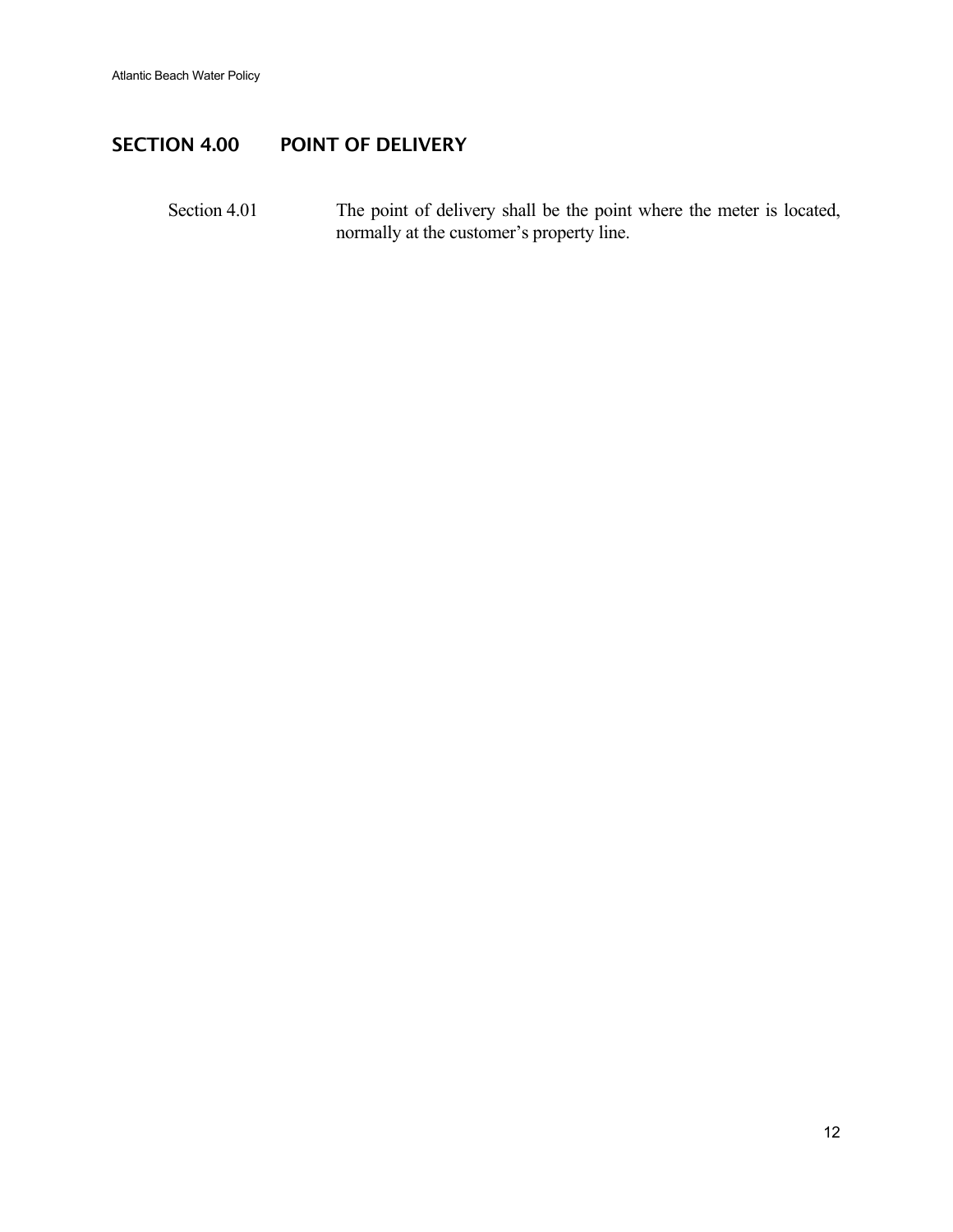## SECTION 4.00 POINT OF DELIVERY

Section 4.01 The point of delivery shall be the point where the meter is located, normally at the customer's property line.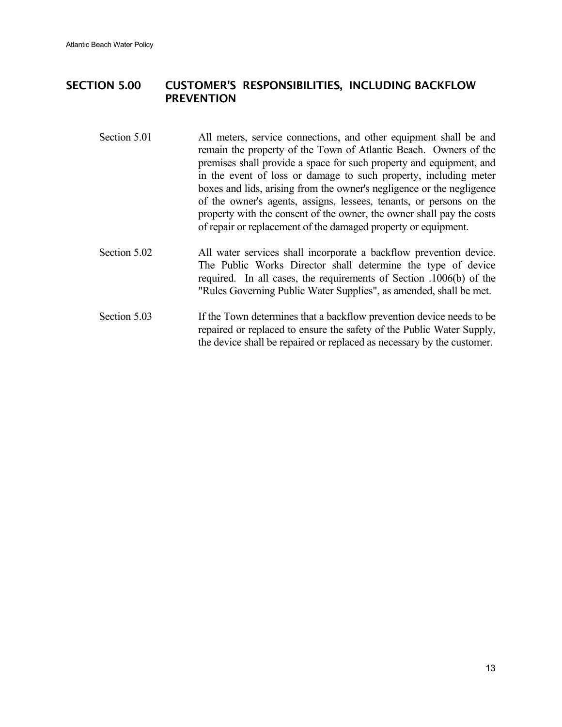## SECTION 5.00 CUSTOMER'S RESPONSIBILITIES, INCLUDING BACKFLOW PREVENTION

Section 5.01 All meters, service connections, and other equipment shall be and remain the property of the Town of Atlantic Beach. Owners of the premises shall provide a space for such property and equipment, and in the event of loss or damage to such property, including meter boxes and lids, arising from the owner's negligence or the negligence of the owner's agents, assigns, lessees, tenants, or persons on the property with the consent of the owner, the owner shall pay the costs of repair or replacement of the damaged property or equipment.

Section 5.02 All water services shall incorporate a backflow prevention device. The Public Works Director shall determine the type of device required. In all cases, the requirements of Section .1006(b) of the "Rules Governing Public Water Supplies", as amended, shall be met.

Section 5.03 If the Town determines that a backflow prevention device needs to be repaired or replaced to ensure the safety of the Public Water Supply, the device shall be repaired or replaced as necessary by the customer.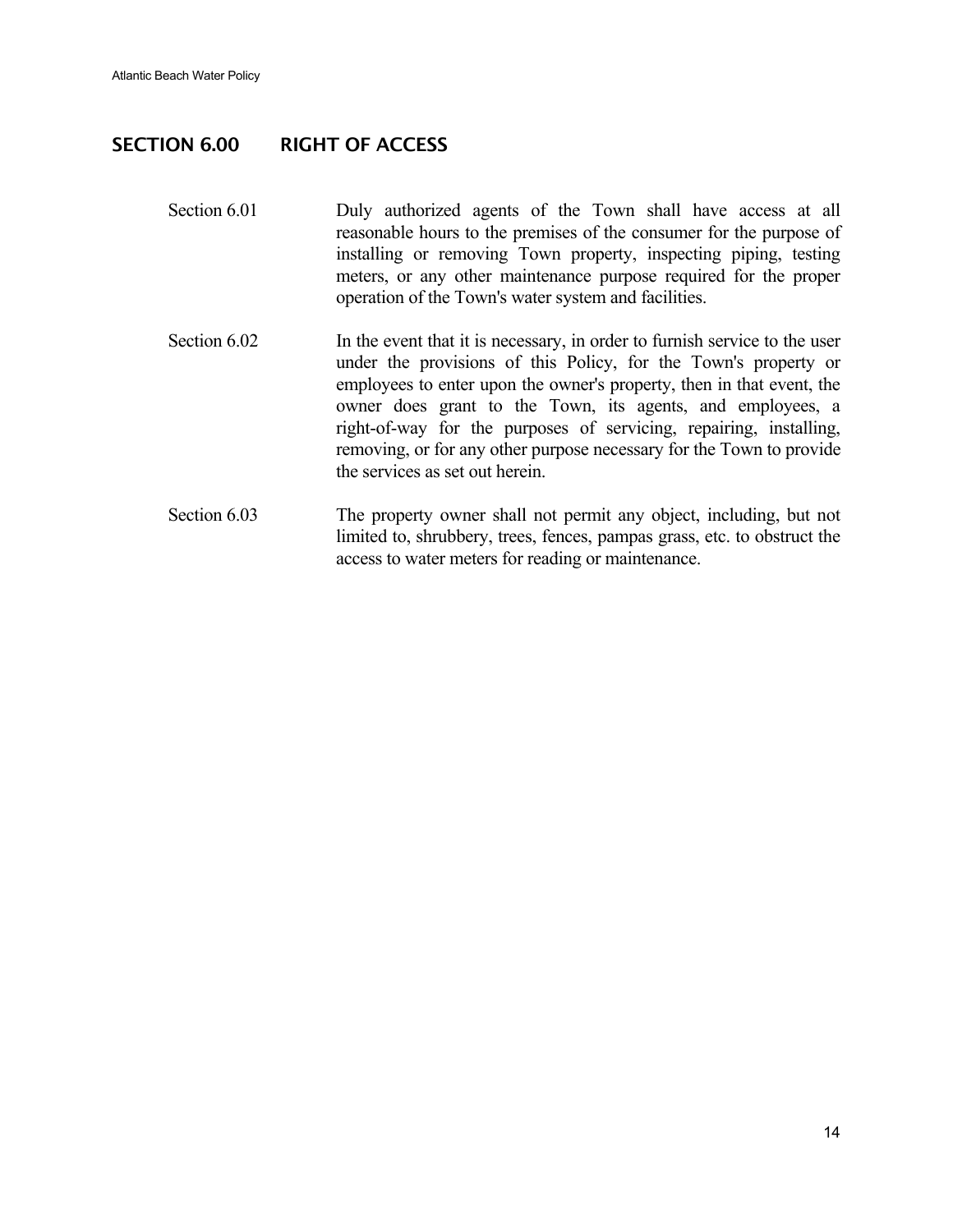## SECTION 6.00 RIGHT OF ACCESS

Section 6.01 Duly authorized agents of the Town shall have access at all reasonable hours to the premises of the consumer for the purpose of installing or removing Town property, inspecting piping, testing meters, or any other maintenance purpose required for the proper operation of the Town's water system and facilities.

Section 6.02 In the event that it is necessary, in order to furnish service to the user under the provisions of this Policy, for the Town's property or employees to enter upon the owner's property, then in that event, the owner does grant to the Town, its agents, and employees, a right-of-way for the purposes of servicing, repairing, installing, removing, or for any other purpose necessary for the Town to provide the services as set out herein.

Section 6.03 The property owner shall not permit any object, including, but not limited to, shrubbery, trees, fences, pampas grass, etc. to obstruct the access to water meters for reading or maintenance.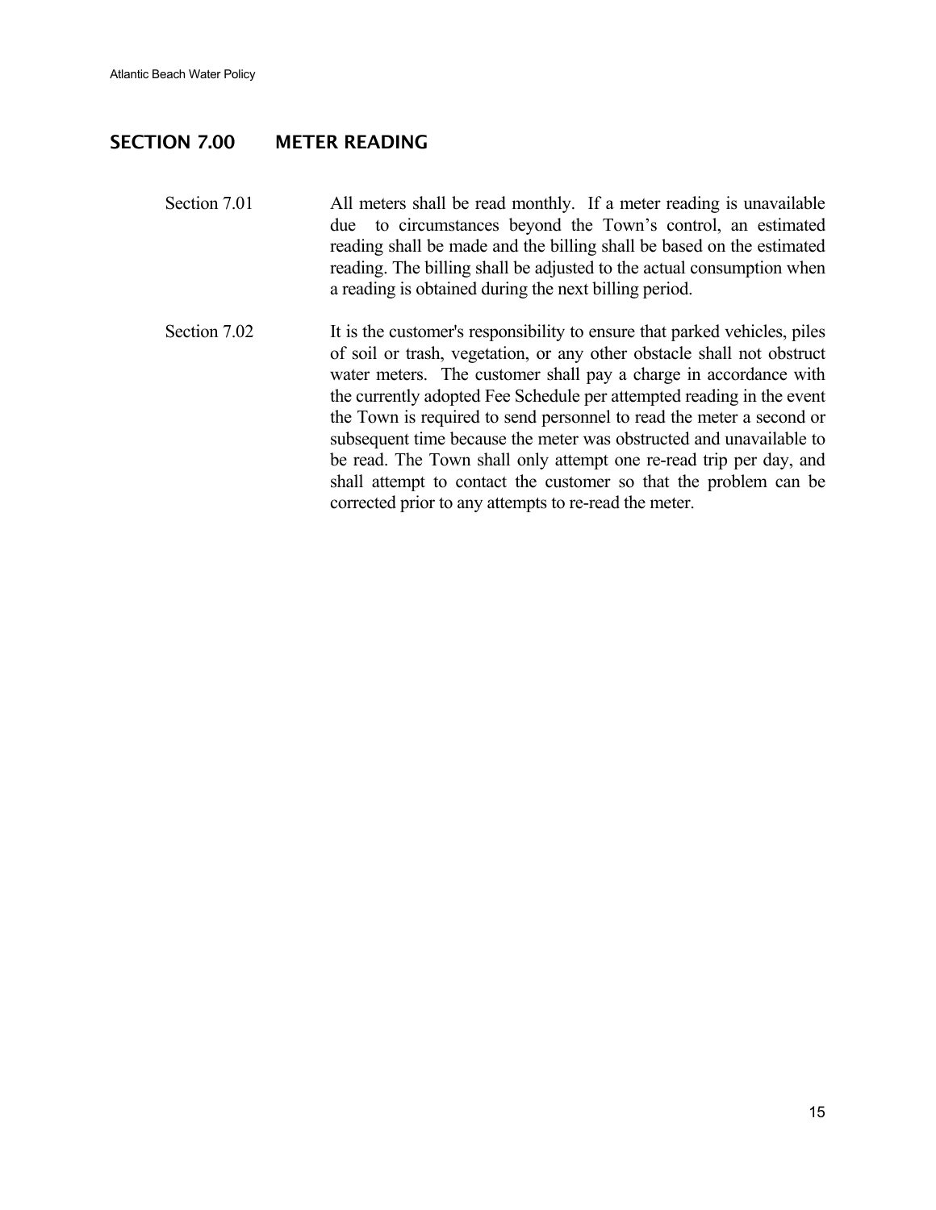## SECTION 7.00 METER READING

Section 7.01 All meters shall be read monthly. If a meter reading is unavailable due to circumstances beyond the Town's control, an estimated reading shall be made and the billing shall be based on the estimated reading. The billing shall be adjusted to the actual consumption when a reading is obtained during the next billing period.

Section 7.02 It is the customer's responsibility to ensure that parked vehicles, piles of soil or trash, vegetation, or any other obstacle shall not obstruct water meters. The customer shall pay a charge in accordance with the currently adopted Fee Schedule per attempted reading in the event the Town is required to send personnel to read the meter a second or subsequent time because the meter was obstructed and unavailable to be read. The Town shall only attempt one re-read trip per day, and shall attempt to contact the customer so that the problem can be corrected prior to any attempts to re-read the meter.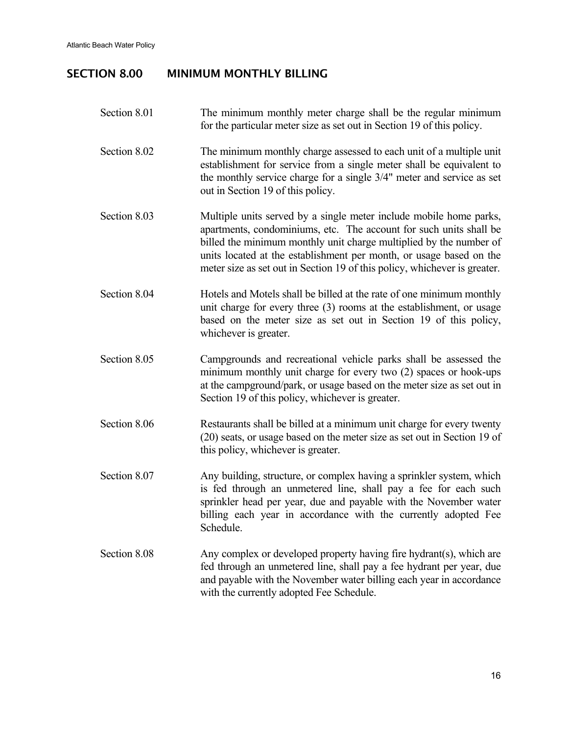## SECTION 8.00 MINIMUM MONTHLY BILLING

Section 8.01 The minimum monthly meter charge shall be the regular minimum for the particular meter size as set out in Section 19 of this policy.

Section 8.02 The minimum monthly charge assessed to each unit of a multiple unit establishment for service from a single meter shall be equivalent to the monthly service charge for a single 3/4" meter and service as set out in Section 19 of this policy.

Section 8.03 Multiple units served by a single meter include mobile home parks, apartments, condominiums, etc. The account for such units shall be billed the minimum monthly unit charge multiplied by the number of units located at the establishment per month, or usage based on the meter size as set out in Section 19 of this policy, whichever is greater.

Section 8.04 Hotels and Motels shall be billed at the rate of one minimum monthly unit charge for every three (3) rooms at the establishment, or usage based on the meter size as set out in Section 19 of this policy, whichever is greater.

Section 8.05 Campgrounds and recreational vehicle parks shall be assessed the minimum monthly unit charge for every two (2) spaces or hook-ups at the campground/park, or usage based on the meter size as set out in Section 19 of this policy, whichever is greater.

Section 8.06 Restaurants shall be billed at a minimum unit charge for every twenty (20) seats, or usage based on the meter size as set out in Section 19 of this policy, whichever is greater.

Section 8.07 Any building, structure, or complex having a sprinkler system, which is fed through an unmetered line, shall pay a fee for each such sprinkler head per year, due and payable with the November water billing each year in accordance with the currently adopted Fee Schedule.

Section 8.08 Any complex or developed property having fire hydrant(s), which are fed through an unmetered line, shall pay a fee hydrant per year, due and payable with the November water billing each year in accordance with the currently adopted Fee Schedule.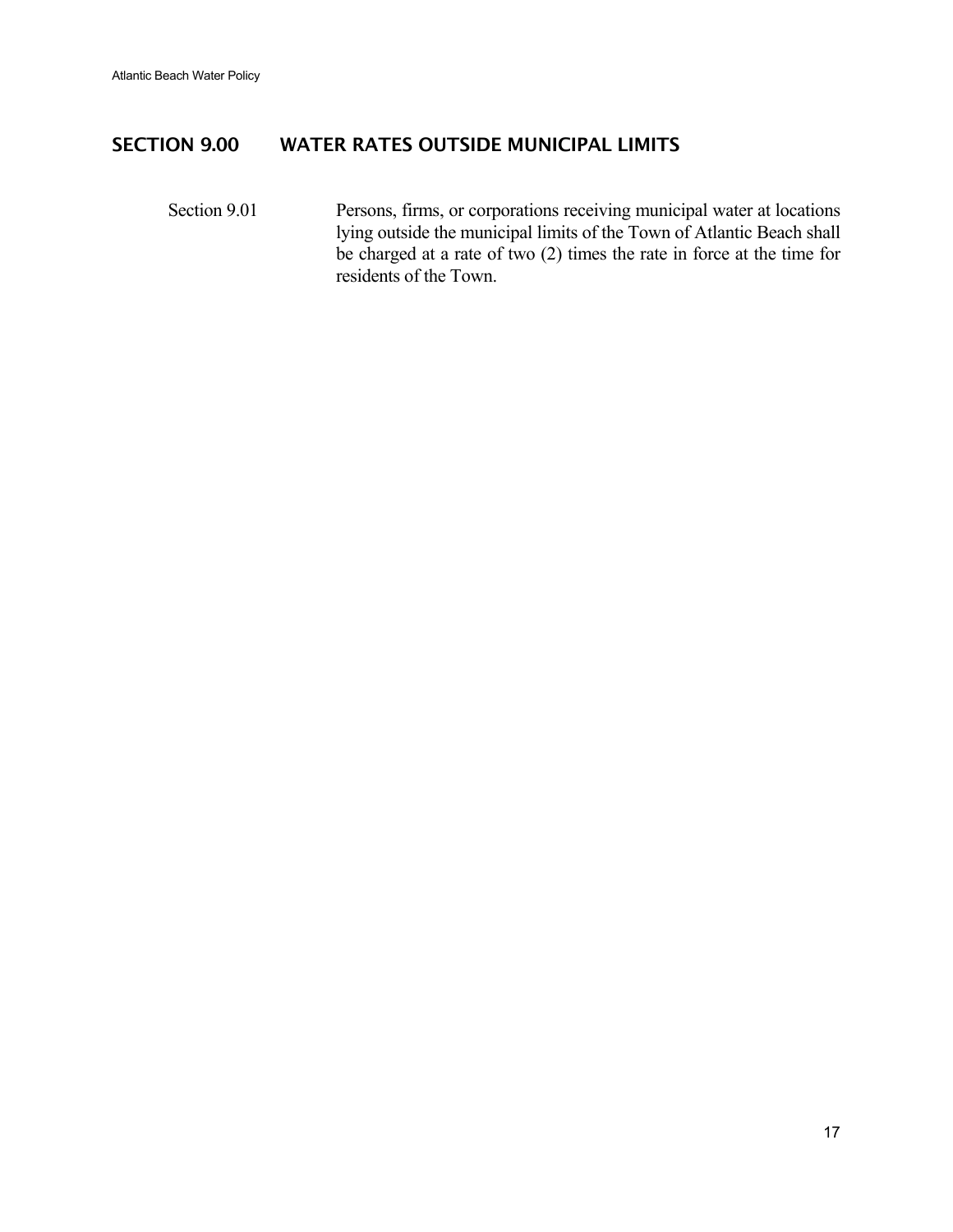## SECTION 9.00 WATER RATES OUTSIDE MUNICIPAL LIMITS

Section 9.01 Persons, firms, or corporations receiving municipal water at locations lying outside the municipal limits of the Town of Atlantic Beach shall be charged at a rate of two (2) times the rate in force at the time for residents of the Town.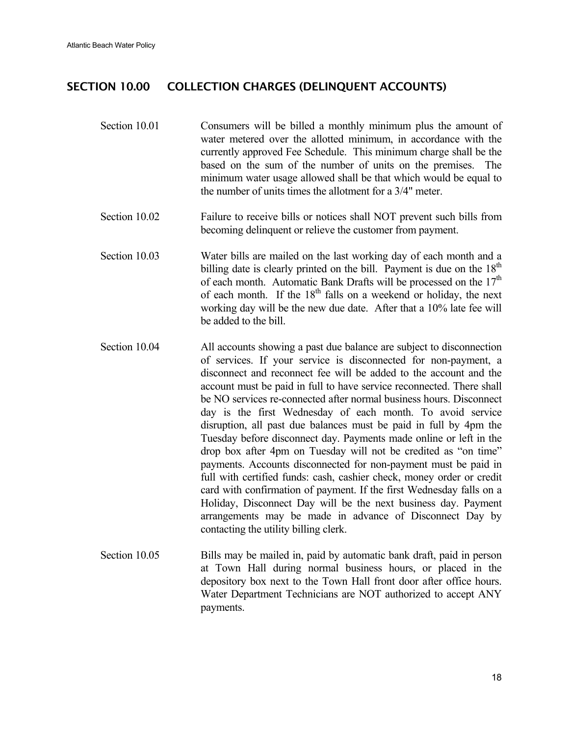## SECTION 10.00 COLLECTION CHARGES (DELINQUENT ACCOUNTS)

Section 10.01 Consumers will be billed a monthly minimum plus the amount of water metered over the allotted minimum, in accordance with the currently approved Fee Schedule. This minimum charge shall be the based on the sum of the number of units on the premises. The minimum water usage allowed shall be that which would be equal to the number of units times the allotment for a 3/4" meter.

Section 10.02 Failure to receive bills or notices shall NOT prevent such bills from becoming delinquent or relieve the customer from payment.

Section 10.03 Water bills are mailed on the last working day of each month and a billing date is clearly printed on the bill. Payment is due on the 18th of each month. Automatic Bank Drafts will be processed on the 17th of each month. If the 18th falls on a weekend or holiday, the next working day will be the new due date. After that a 10% late fee will be added to the bill.

Section 10.04 All accounts showing a past due balance are subject to disconnection of services. If your service is disconnected for non-payment, a disconnect and reconnect fee will be added to the account and the account must be paid in full to have service reconnected. There shall be NO services re-connected after normal business hours. Disconnect day is the first Wednesday of each month. To avoid service disruption, all past due balances must be paid in full by 4pm the Tuesday before disconnect day. Payments made online or left in the drop box after 4pm on Tuesday will not be credited as "on time" payments. Accounts disconnected for non-payment must be paid in full with certified funds: cash, cashier check, money order or credit card with confirmation of payment. If the first Wednesday falls on a Holiday, Disconnect Day will be the next business day. Payment arrangements may be made in advance of Disconnect Day by contacting the utility billing clerk.

Section 10.05 Bills may be mailed in, paid by automatic bank draft, paid in person at Town Hall during normal business hours, or placed in the depository box next to the Town Hall front door after office hours. Water Department Technicians are NOT authorized to accept ANY payments.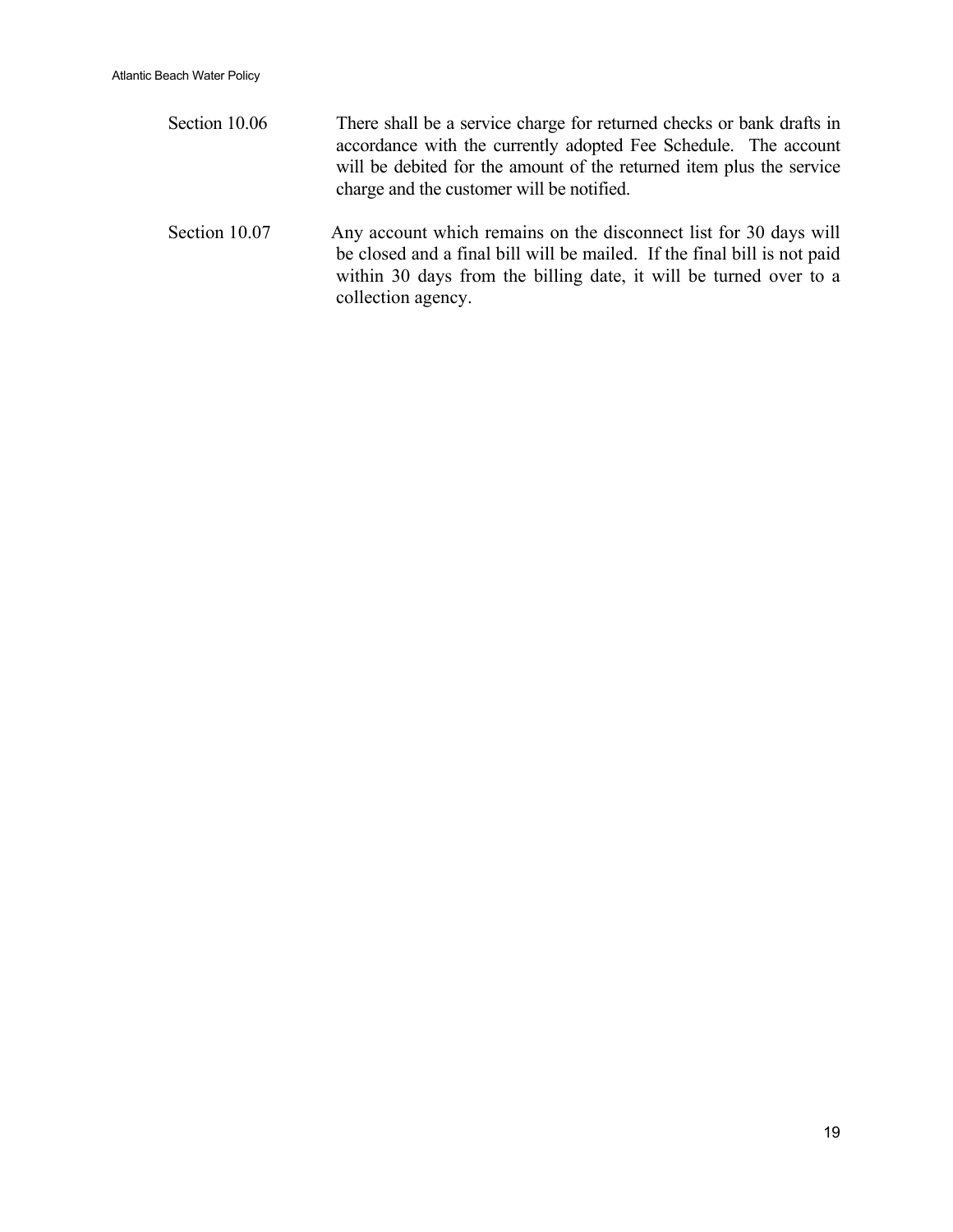Section 10.06 There shall be a service charge for returned checks or bank drafts in accordance with the currently adopted Fee Schedule. The account will be debited for the amount of the returned item plus the service charge and the customer will be notified.

Section 10.07 Any account which remains on the disconnect list for 30 days will be closed and a final bill will be mailed. If the final bill is not paid within 30 days from the billing date, it will be turned over to a collection agency.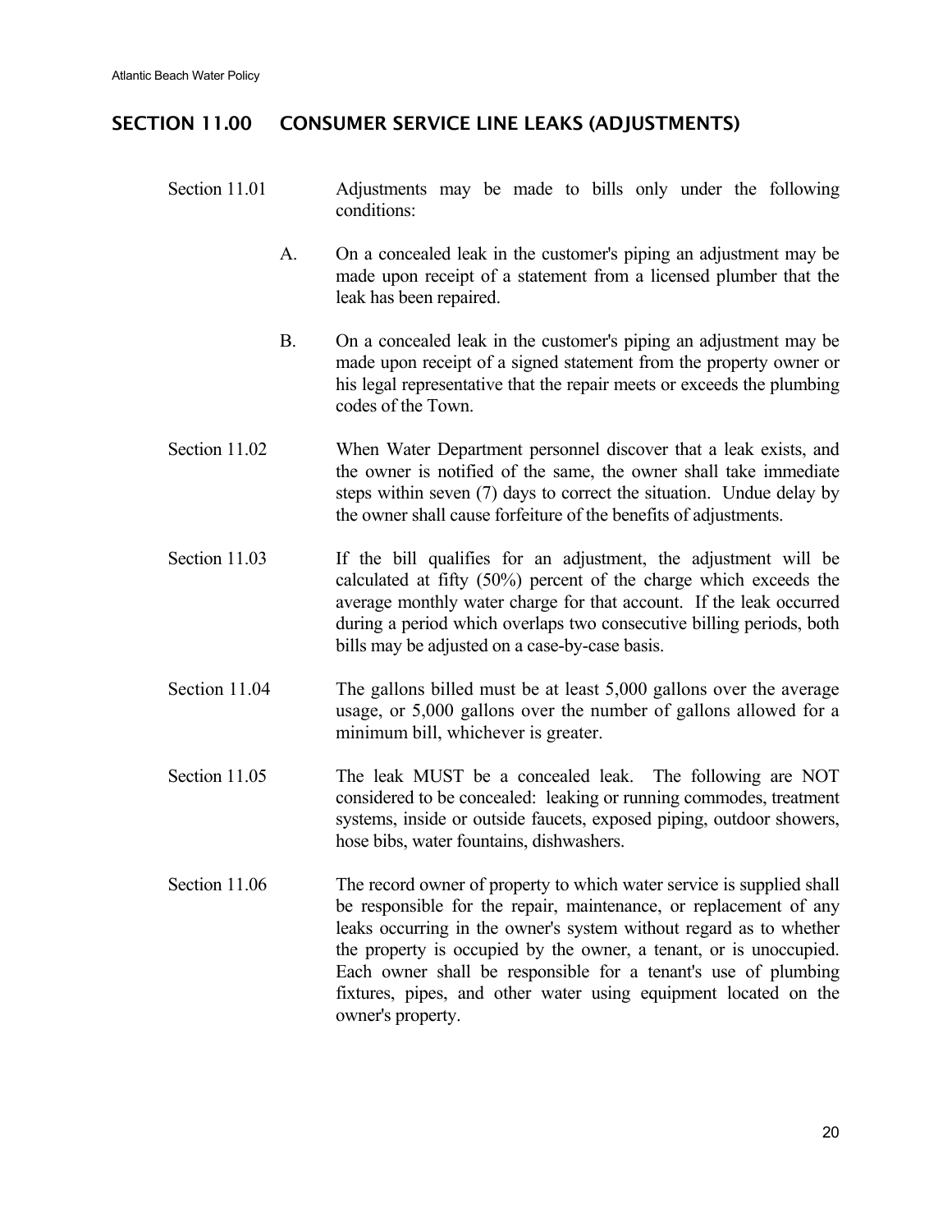## SECTION 11.00 CONSUMER SERVICE LINE LEAKS (ADJUSTMENTS)

Section 11.01 Adjustments may be made to bills only under the following conditions:

A. On a concealed leak in the customer's piping an adjustment may be made upon receipt of a statement from a licensed plumber that the leak has been repaired.

B. On a concealed leak in the customer's piping an adjustment may be made upon receipt of a signed statement from the property owner or his legal representative that the repair meets or exceeds the plumbing codes of the Town.

Section 11.02 When Water Department personnel discover that a leak exists, and the owner is notified of the same, the owner shall take immediate steps within seven (7) days to correct the situation. Undue delay by the owner shall cause forfeiture of the benefits of adjustments.

Section 11.03 If the bill qualifies for an adjustment, the adjustment will be calculated at fifty (50%) percent of the charge which exceeds the average monthly water charge for that account. If the leak occurred during a period which overlaps two consecutive billing periods, both bills may be adjusted on a case-by-case basis.

Section 11.04 The gallons billed must be at least 5,000 gallons over the average usage, or 5,000 gallons over the number of gallons allowed for a minimum bill, whichever is greater.

Section 11.05 The leak MUST be a concealed leak. The following are NOT considered to be concealed: leaking or running commodes, treatment systems, inside or outside faucets, exposed piping, outdoor showers, hose bibs, water fountains, dishwashers.

Section 11.06 The record owner of property to which water service is supplied shall be responsible for the repair, maintenance, or replacement of any leaks occurring in the owner's system without regard as to whether the property is occupied by the owner, a tenant, or is unoccupied. Each owner shall be responsible for a tenant's use of plumbing fixtures, pipes, and other water using equipment located on the owner's property.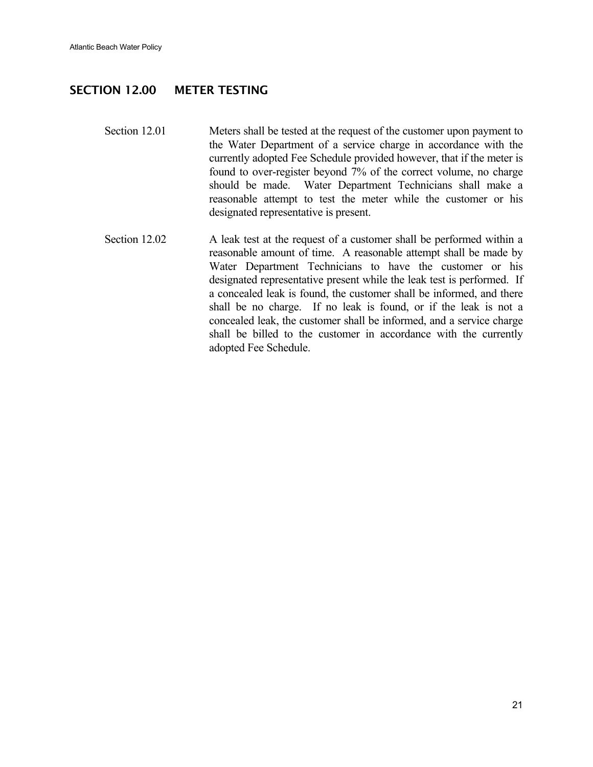## SECTION 12.00 METER TESTING

Section 12.01 Meters shall be tested at the request of the customer upon payment to the Water Department of a service charge in accordance with the currently adopted Fee Schedule provided however, that if the meter is found to over-register beyond 7% of the correct volume, no charge should be made. Water Department Technicians shall make a reasonable attempt to test the meter while the customer or his designated representative is present.

Section 12.02 A leak test at the request of a customer shall be performed within a reasonable amount of time. A reasonable attempt shall be made by Water Department Technicians to have the customer or his designated representative present while the leak test is performed. If a concealed leak is found, the customer shall be informed, and there shall be no charge. If no leak is found, or if the leak is not a concealed leak, the customer shall be informed, and a service charge shall be billed to the customer in accordance with the currently adopted Fee Schedule.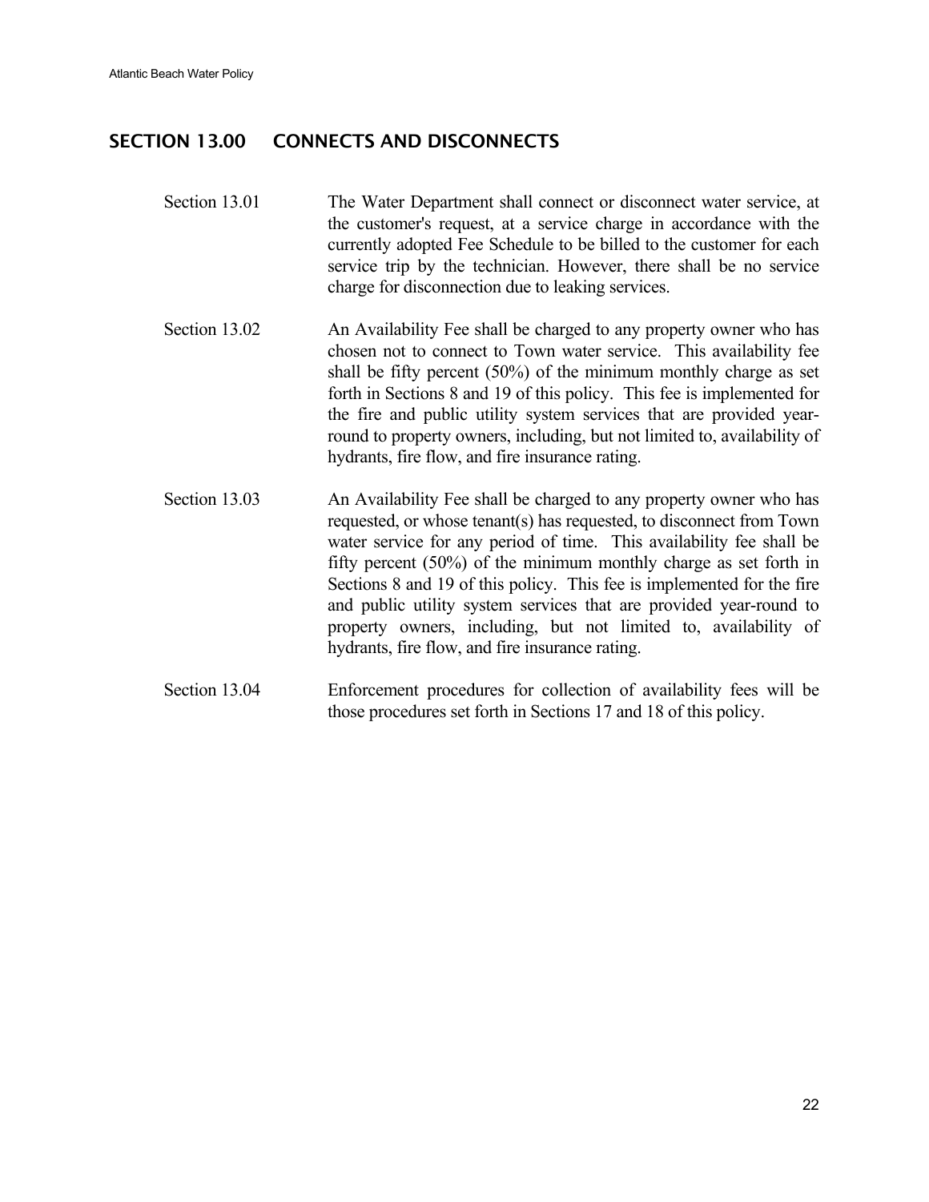## SECTION 13.00 CONNECTS AND DISCONNECTS

Section 13.01 The Water Department shall connect or disconnect water service, at the customer's request, at a service charge in accordance with the currently adopted Fee Schedule to be billed to the customer for each service trip by the technician. However, there shall be no service charge for disconnection due to leaking services.

Section 13.02 An Availability Fee shall be charged to any property owner who has chosen not to connect to Town water service. This availability fee shall be fifty percent (50%) of the minimum monthly charge as set forth in Sections 8 and 19 of this policy. This fee is implemented for the fire and public utility system services that are provided year-round to property owners, including, but not limited to, availability of hydrants, fire flow, and fire insurance rating.

Section 13.03 An Availability Fee shall be charged to any property owner who has requested, or whose tenant(s) has requested, to disconnect from Town water service for any period of time. This availability fee shall be fifty percent (50%) of the minimum monthly charge as set forth in Sections 8 and 19 of this policy. This fee is implemented for the fire and public utility system services that are provided year-round to property owners, including, but not limited to, availability of hydrants, fire flow, and fire insurance rating.

Section 13.04 Enforcement procedures for collection of availability fees will be those procedures set forth in Sections 17 and 18 of this policy.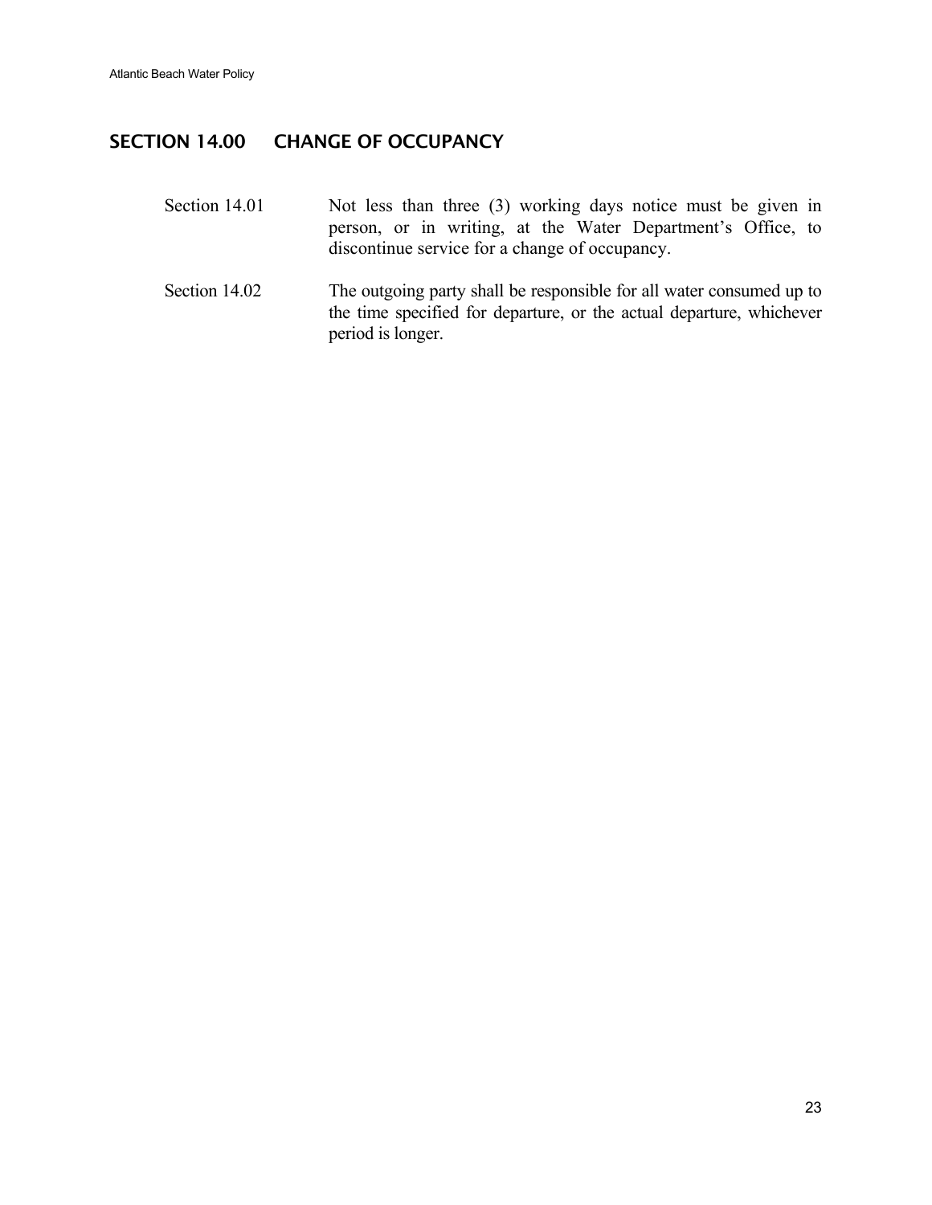## SECTION 14.00 CHANGE OF OCCUPANCY

Section 14.01 Not less than three (3) working days notice must be given in person, or in writing, at the Water Department's Office, to discontinue service for a change of occupancy.

Section 14.02 The outgoing party shall be responsible for all water consumed up to the time specified for departure, or the actual departure, whichever period is longer.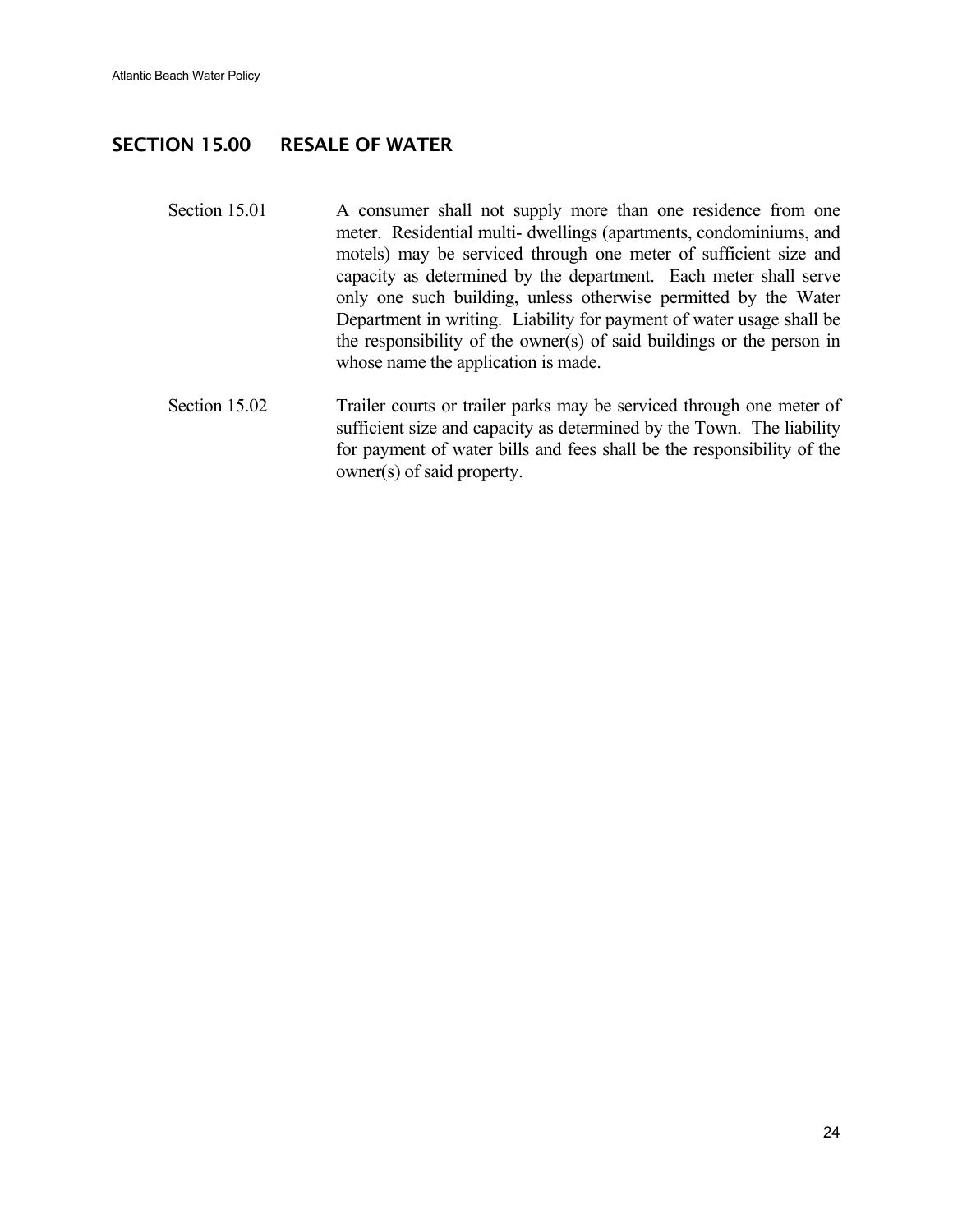## SECTION 15.00 RESALE OF WATER

Section 15.01 A consumer shall not supply more than one residence from one meter. Residential multi- dwellings (apartments, condominiums, and motels) may be serviced through one meter of sufficient size and capacity as determined by the department. Each meter shall serve only one such building, unless otherwise permitted by the Water Department in writing. Liability for payment of water usage shall be the responsibility of the owner(s) of said buildings or the person in whose name the application is made.

Section 15.02 Trailer courts or trailer parks may be serviced through one meter of sufficient size and capacity as determined by the Town. The liability for payment of water bills and fees shall be the responsibility of the owner(s) of said property.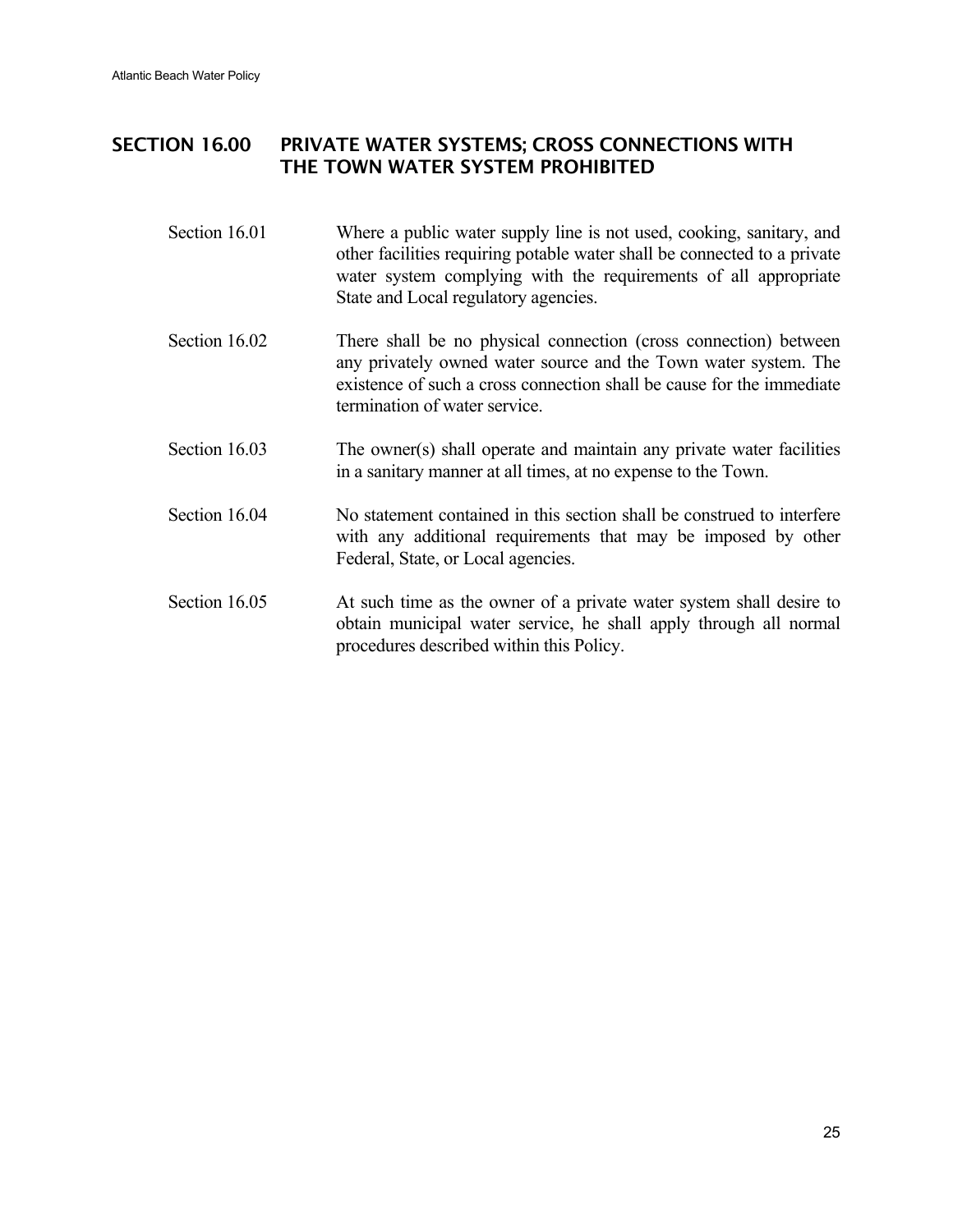## SECTION 16.00 PRIVATE WATER SYSTEMS; CROSS CONNECTIONS WITH THE TOWN WATER SYSTEM PROHIBITED

Section 16.01 Where a public water supply line is not used, cooking, sanitary, and other facilities requiring potable water shall be connected to a private water system complying with the requirements of all appropriate State and Local regulatory agencies.

Section 16.02 There shall be no physical connection (cross connection) between any privately owned water source and the Town water system. The existence of such a cross connection shall be cause for the immediate termination of water service.

Section 16.03 The owner(s) shall operate and maintain any private water facilities in a sanitary manner at all times, at no expense to the Town.

Section 16.04 No statement contained in this section shall be construed to interfere with any additional requirements that may be imposed by other Federal, State, or Local agencies.

Section 16.05 At such time as the owner of a private water system shall desire to obtain municipal water service, he shall apply through all normal procedures described within this Policy.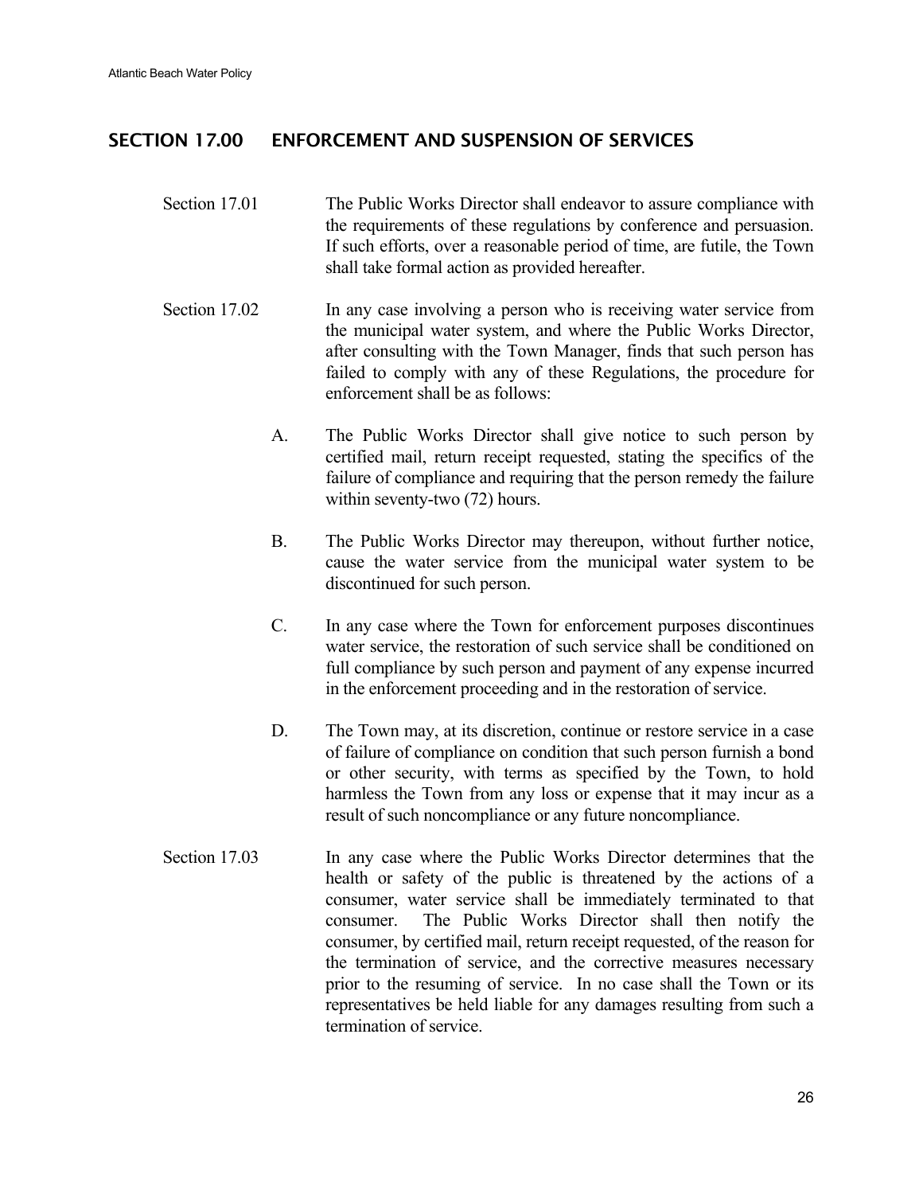## SECTION 17.00 ENFORCEMENT AND SUSPENSION OF SERVICES

Section 17.01 The Public Works Director shall endeavor to assure compliance with the requirements of these regulations by conference and persuasion. If such efforts, over a reasonable period of time, are futile, the Town shall take formal action as provided hereafter.

Section 17.02 In any case involving a person who is receiving water service from the municipal water system, and where the Public Works Director, after consulting with the Town Manager, finds that such person has failed to comply with any of these Regulations, the procedure for enforcement shall be as follows:

A. The Public Works Director shall give notice to such person by certified mail, return receipt requested, stating the specifics of the failure of compliance and requiring that the person remedy the failure within seventy-two (72) hours.

B. The Public Works Director may thereupon, without further notice, cause the water service from the municipal water system to be discontinued for such person.

C. In any case where the Town for enforcement purposes discontinues water service, the restoration of such service shall be conditioned on full compliance by such person and payment of any expense incurred in the enforcement proceeding and in the restoration of service.

D. The Town may, at its discretion, continue or restore service in a case of failure of compliance on condition that such person furnish a bond or other security, with terms as specified by the Town, to hold harmless the Town from any loss or expense that it may incur as a result of such noncompliance or any future noncompliance.

Section 17.03 In any case where the Public Works Director determines that the health or safety of the public is threatened by the actions of a consumer, water service shall be immediately terminated to that consumer. The Public Works Director shall then notify the consumer, by certified mail, return receipt requested, of the reason for the termination of service, and the corrective measures necessary prior to the resuming of service. In no case shall the Town or its representatives be held liable for any damages resulting from such a termination of service.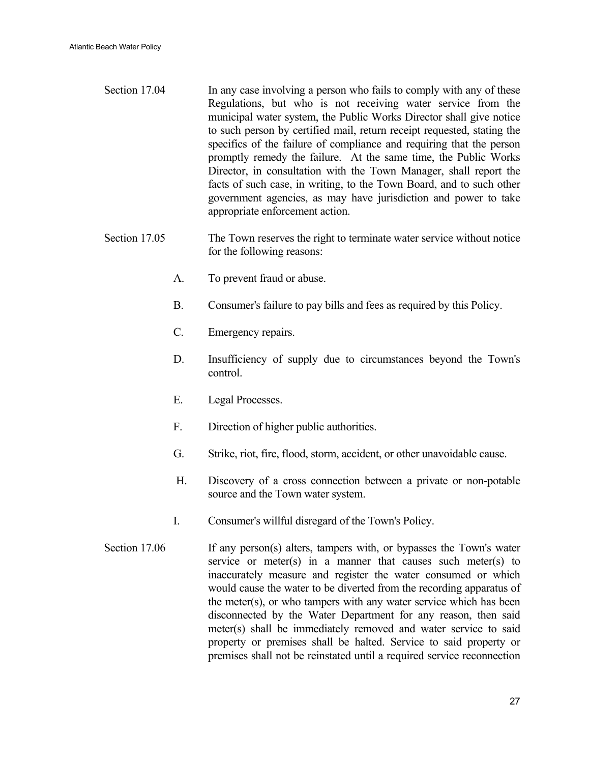Section 17.04 In any case involving a person who fails to comply with any of these Regulations, but who is not receiving water service from the municipal water system, the Public Works Director shall give notice to such person by certified mail, return receipt requested, stating the specifics of the failure of compliance and requiring that the person promptly remedy the failure. At the same time, the Public Works Director, in consultation with the Town Manager, shall report the facts of such case, in writing, to the Town Board, and to such other government agencies, as may have jurisdiction and power to take appropriate enforcement action.

Section 17.05 The Town reserves the right to terminate water service without notice for the following reasons:

A. To prevent fraud or abuse.

B. Consumer's failure to pay bills and fees as required by this Policy.

C. Emergency repairs.

D. Insufficiency of supply due to circumstances beyond the Town's control.

E. Legal Processes.

F. Direction of higher public authorities.

G. Strike, riot, fire, flood, storm, accident, or other unavoidable cause.

H. Discovery of a cross connection between a private or non-potable source and the Town water system.

I. Consumer's willful disregard of the Town's Policy.

Section 17.06 If any person(s) alters, tampers with, or bypasses the Town's water service or meter(s) in a manner that causes such meter(s) to inaccurately measure and register the water consumed or which would cause the water to be diverted from the recording apparatus of the meter(s), or who tampers with any water service which has been disconnected by the Water Department for any reason, then said meter(s) shall be immediately removed and water service to said property or premises shall be halted. Service to said property or premises shall not be reinstated until a required service reconnection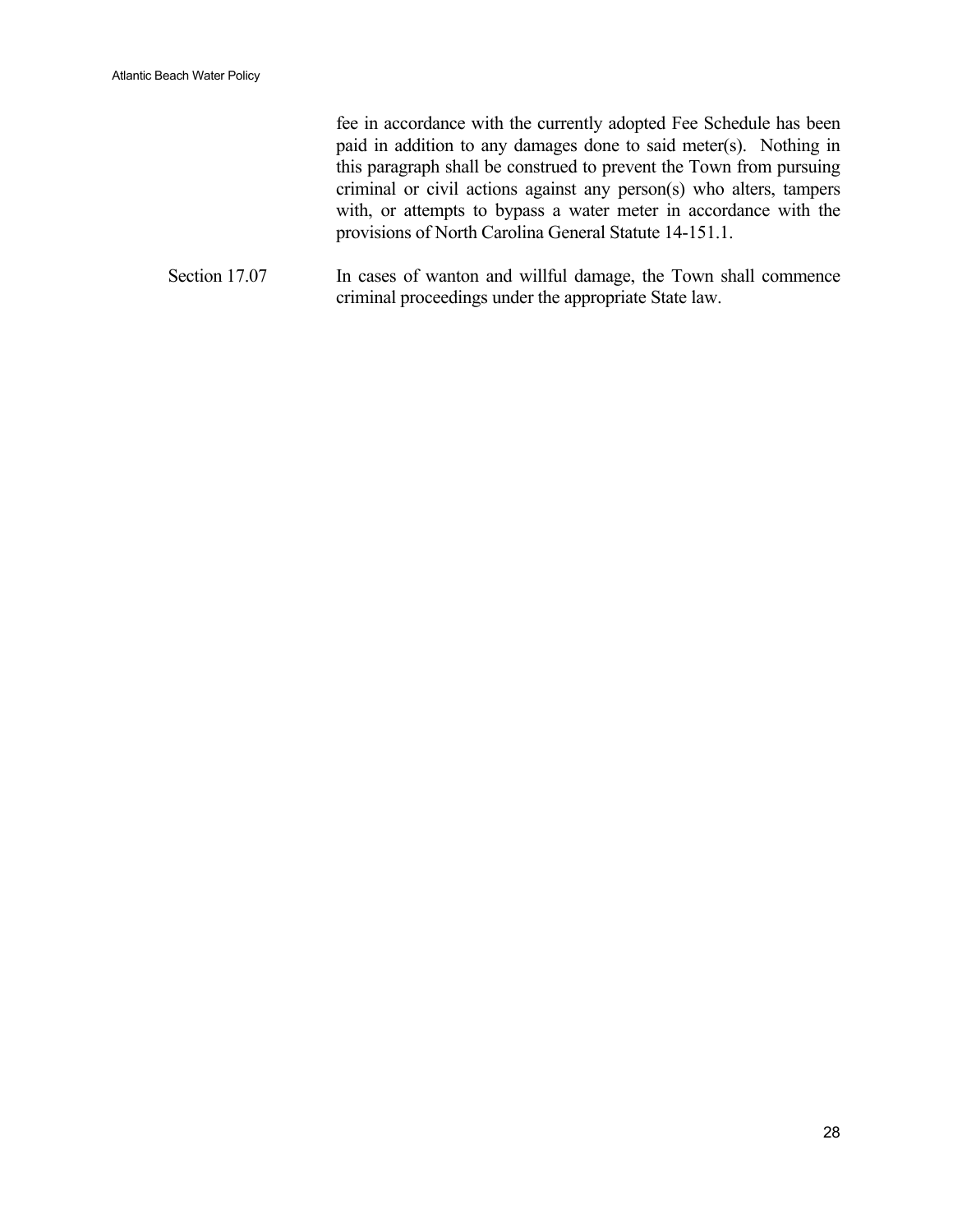fee in accordance with the currently adopted Fee Schedule has been paid in addition to any damages done to said meter(s). Nothing in this paragraph shall be construed to prevent the Town from pursuing criminal or civil actions against any person(s) who alters, tampers with, or attempts to bypass a water meter in accordance with the provisions of North Carolina General Statute 14-151.1.

Section 17.07 In cases of wanton and willful damage, the Town shall commence criminal proceedings under the appropriate State law.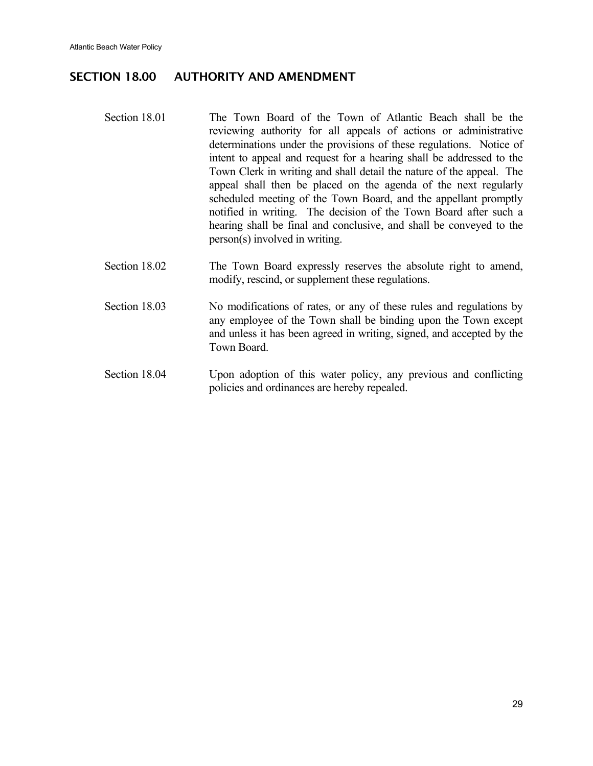## SECTION 18.00 AUTHORITY AND AMENDMENT

Section 18.01 The Town Board of the Town of Atlantic Beach shall be the reviewing authority for all appeals of actions or administrative determinations under the provisions of these regulations. Notice of intent to appeal and request for a hearing shall be addressed to the Town Clerk in writing and shall detail the nature of the appeal. The appeal shall then be placed on the agenda of the next regularly scheduled meeting of the Town Board, and the appellant promptly notified in writing. The decision of the Town Board after such a hearing shall be final and conclusive, and shall be conveyed to the person(s) involved in writing.

Section 18.02 The Town Board expressly reserves the absolute right to amend, modify, rescind, or supplement these regulations.

Section 18.03 No modifications of rates, or any of these rules and regulations by any employee of the Town shall be binding upon the Town except and unless it has been agreed in writing, signed, and accepted by the Town Board.

Section 18.04 Upon adoption of this water policy, any previous and conflicting policies and ordinances are hereby repealed.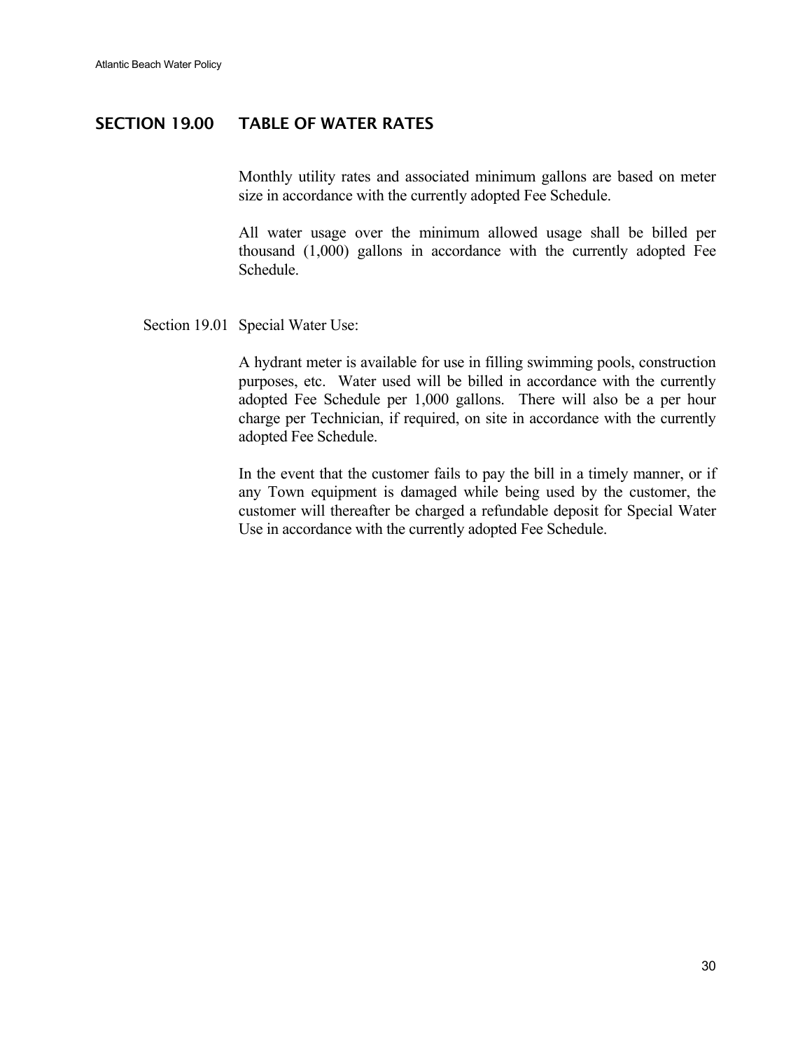## SECTION 19.00 TABLE OF WATER RATES

Monthly utility rates and associated minimum gallons are based on meter size in accordance with the currently adopted Fee Schedule.

All water usage over the minimum allowed usage shall be billed per thousand (1,000) gallons in accordance with the currently adopted Fee Schedule.

### Section 19.01 Special Water Use:

A hydrant meter is available for use in filling swimming pools, construction purposes, etc. Water used will be billed in accordance with the currently adopted Fee Schedule per 1,000 gallons. There will also be a per hour charge per Technician, if required, on site in accordance with the currently adopted Fee Schedule.

In the event that the customer fails to pay the bill in a timely manner, or if any Town equipment is damaged while being used by the customer, the customer will thereafter be charged a refundable deposit for Special Water Use in accordance with the currently adopted Fee Schedule.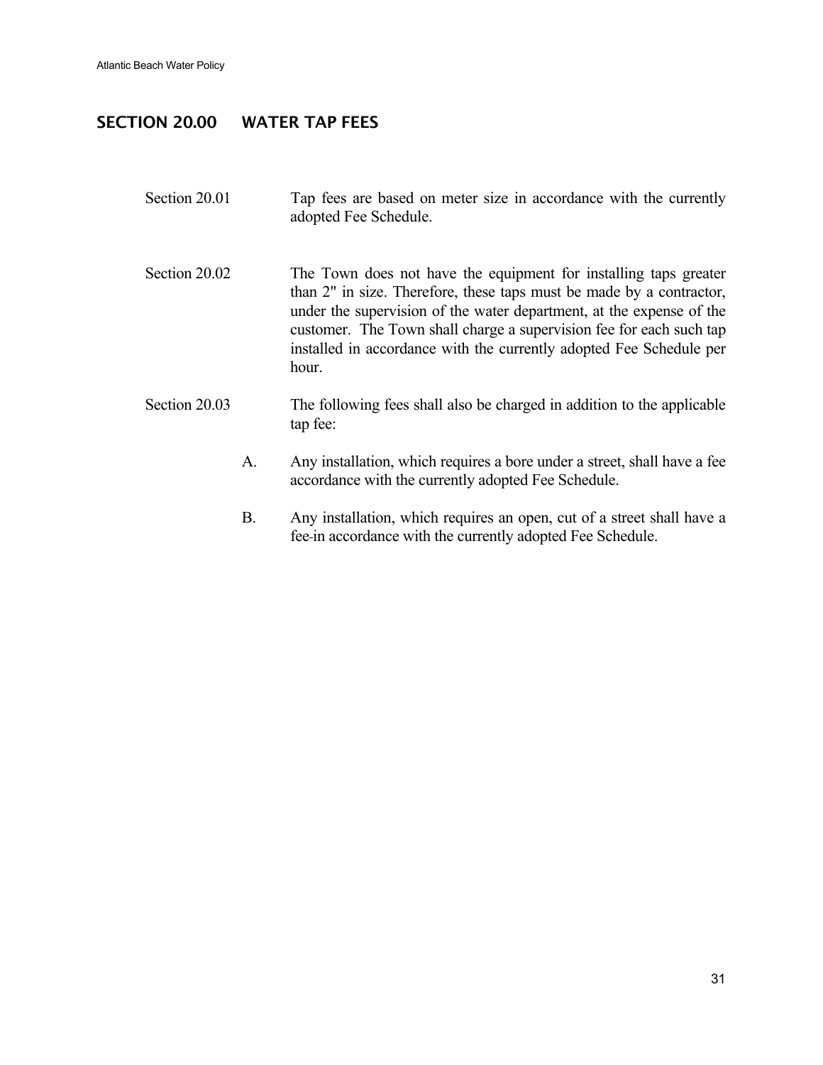## SECTION 20.00 WATER TAP FEES

Section 20.01 Tap fees are based on meter size in accordance with the currently adopted Fee Schedule.

Section 20.02 The Town does not have the equipment for installing taps greater than 2" in size. Therefore, these taps must be made by a contractor, under the supervision of the water department, at the expense of the customer. The Town shall charge a supervision fee for each such tap installed in accordance with the currently adopted Fee Schedule per hour.

Section 20.03 The following fees shall also be charged in addition to the applicable tap fee:

A. Any installation, which requires a bore under a street, shall have a fee accordance with the currently adopted Fee Schedule.

B. Any installation, which requires an open, cut of a street shall have a fee in accordance with the currently adopted Fee Schedule.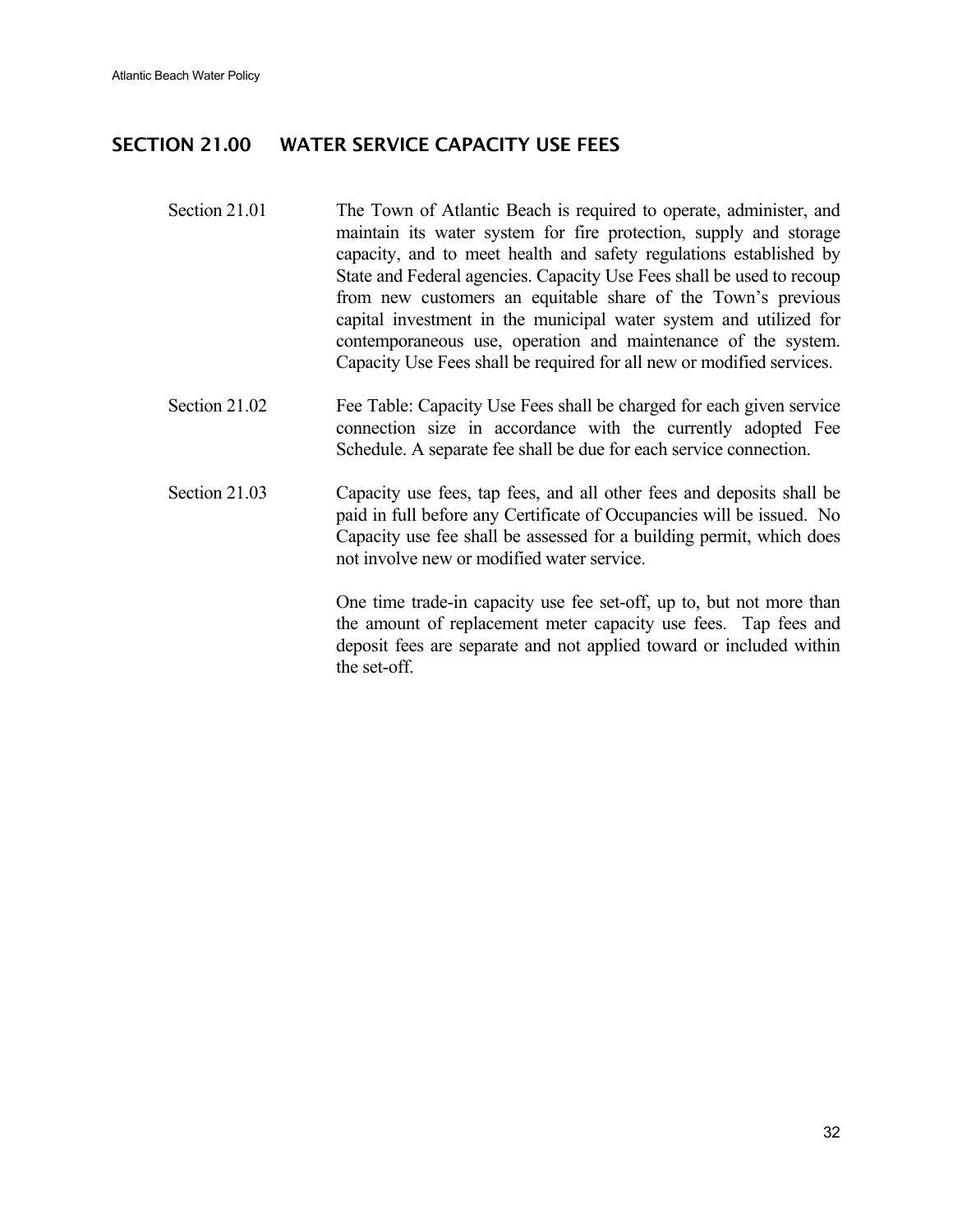## SECTION 21.00 WATER SERVICE CAPACITY USE FEES

Section 21.01 The Town of Atlantic Beach is required to operate, administer, and maintain its water system for fire protection, supply and storage capacity, and to meet health and safety regulations established by State and Federal agencies. Capacity Use Fees shall be used to recoup from new customers an equitable share of the Town's previous capital investment in the municipal water system and utilized for contemporaneous use, operation and maintenance of the system. Capacity Use Fees shall be required for all new or modified services.

Section 21.02 Fee Table: Capacity Use Fees shall be charged for each given service connection size in accordance with the currently adopted Fee Schedule. A separate fee shall be due for each service connection.

Section 21.03 Capacity use fees, tap fees, and all other fees and deposits shall be paid in full before any Certificate of Occupancies will be issued. No Capacity use fee shall be assessed for a building permit, which does not involve new or modified water service.

One time trade-in capacity use fee set-off, up to, but not more than the amount of replacement meter capacity use fees. Tap fees and deposit fees are separate and not applied toward or included within the set-off.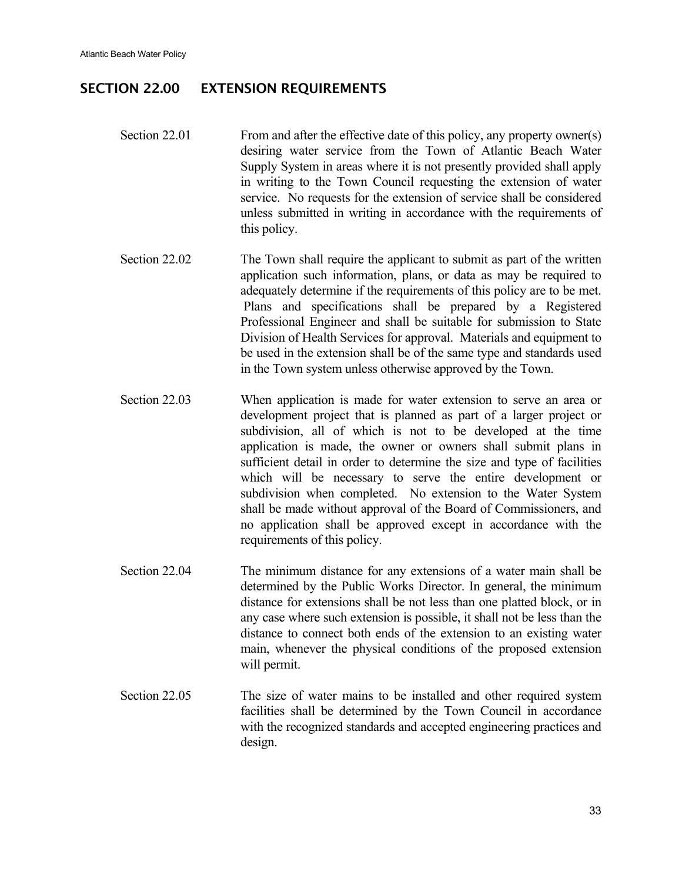## SECTION 22.00 EXTENSION REQUIREMENTS

Section 22.01 From and after the effective date of this policy, any property owner(s) desiring water service from the Town of Atlantic Beach Water Supply System in areas where it is not presently provided shall apply in writing to the Town Council requesting the extension of water service. No requests for the extension of service shall be considered unless submitted in writing in accordance with the requirements of this policy.

Section 22.02 The Town shall require the applicant to submit as part of the written application such information, plans, or data as may be required to adequately determine if the requirements of this policy are to be met. Plans and specifications shall be prepared by a Registered Professional Engineer and shall be suitable for submission to State Division of Health Services for approval. Materials and equipment to be used in the extension shall be of the same type and standards used in the Town system unless otherwise approved by the Town.

Section 22.03 When application is made for water extension to serve an area or development project that is planned as part of a larger project or subdivision, all of which is not to be developed at the time application is made, the owner or owners shall submit plans in sufficient detail in order to determine the size and type of facilities which will be necessary to serve the entire development or subdivision when completed. No extension to the Water System shall be made without approval of the Board of Commissioners, and no application shall be approved except in accordance with the requirements of this policy.

Section 22.04 The minimum distance for any extensions of a water main shall be determined by the Public Works Director. In general, the minimum distance for extensions shall be not less than one platted block, or in any case where such extension is possible, it shall not be less than the distance to connect both ends of the extension to an existing water main, whenever the physical conditions of the proposed extension will permit.

Section 22.05 The size of water mains to be installed and other required system facilities shall be determined by the Town Council in accordance with the recognized standards and accepted engineering practices and design.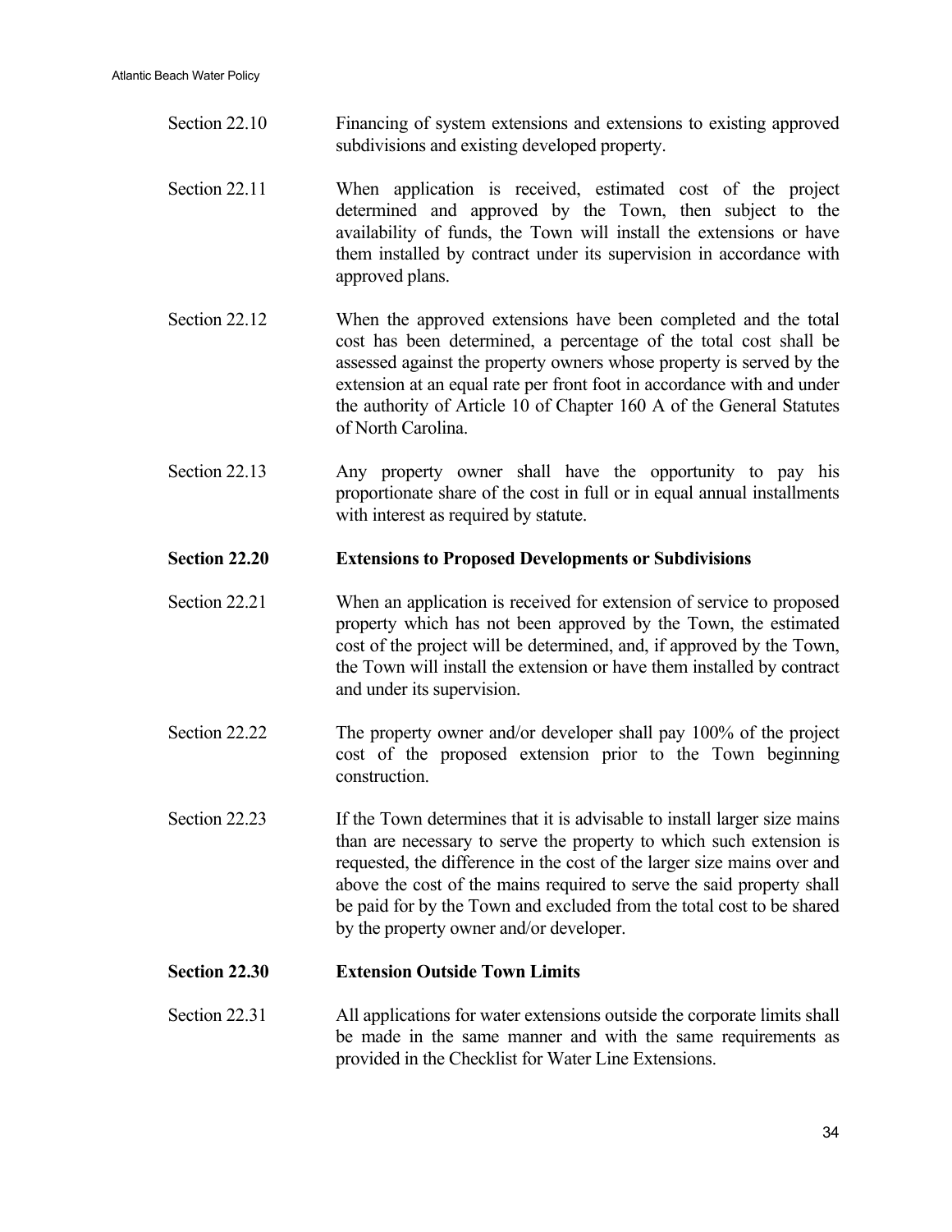Section 22.10 Financing of system extensions and extensions to existing approved subdivisions and existing developed property.

Section 22.11 When application is received, estimated cost of the project determined and approved by the Town, then subject to the availability of funds, the Town will install the extensions or have them installed by contract under its supervision in accordance with approved plans.

Section 22.12 When the approved extensions have been completed and the total cost has been determined, a percentage of the total cost shall be assessed against the property owners whose property is served by the extension at an equal rate per front foot in accordance with and under the authority of Article 10 of Chapter 160 A of the General Statutes of North Carolina.

Section 22.13 Any property owner shall have the opportunity to pay his proportionate share of the cost in full or in equal annual installments with interest as required by statute.

**Section 22.20 Extensions to Proposed Developments or Subdivisions**

Section 22.21 When an application is received for extension of service to proposed property which has not been approved by the Town, the estimated cost of the project will be determined, and, if approved by the Town, the Town will install the extension or have them installed by contract and under its supervision.

Section 22.22 The property owner and/or developer shall pay 100% of the project cost of the proposed extension prior to the Town beginning construction.

Section 22.23 If the Town determines that it is advisable to install larger size mains than are necessary to serve the property to which such extension is requested, the difference in the cost of the larger size mains over and above the cost of the mains required to serve the said property shall be paid for by the Town and excluded from the total cost to be shared by the property owner and/or developer.

**Section 22.30 Extension Outside Town Limits**

Section 22.31 All applications for water extensions outside the corporate limits shall be made in the same manner and with the same requirements as provided in the Checklist for Water Line Extensions.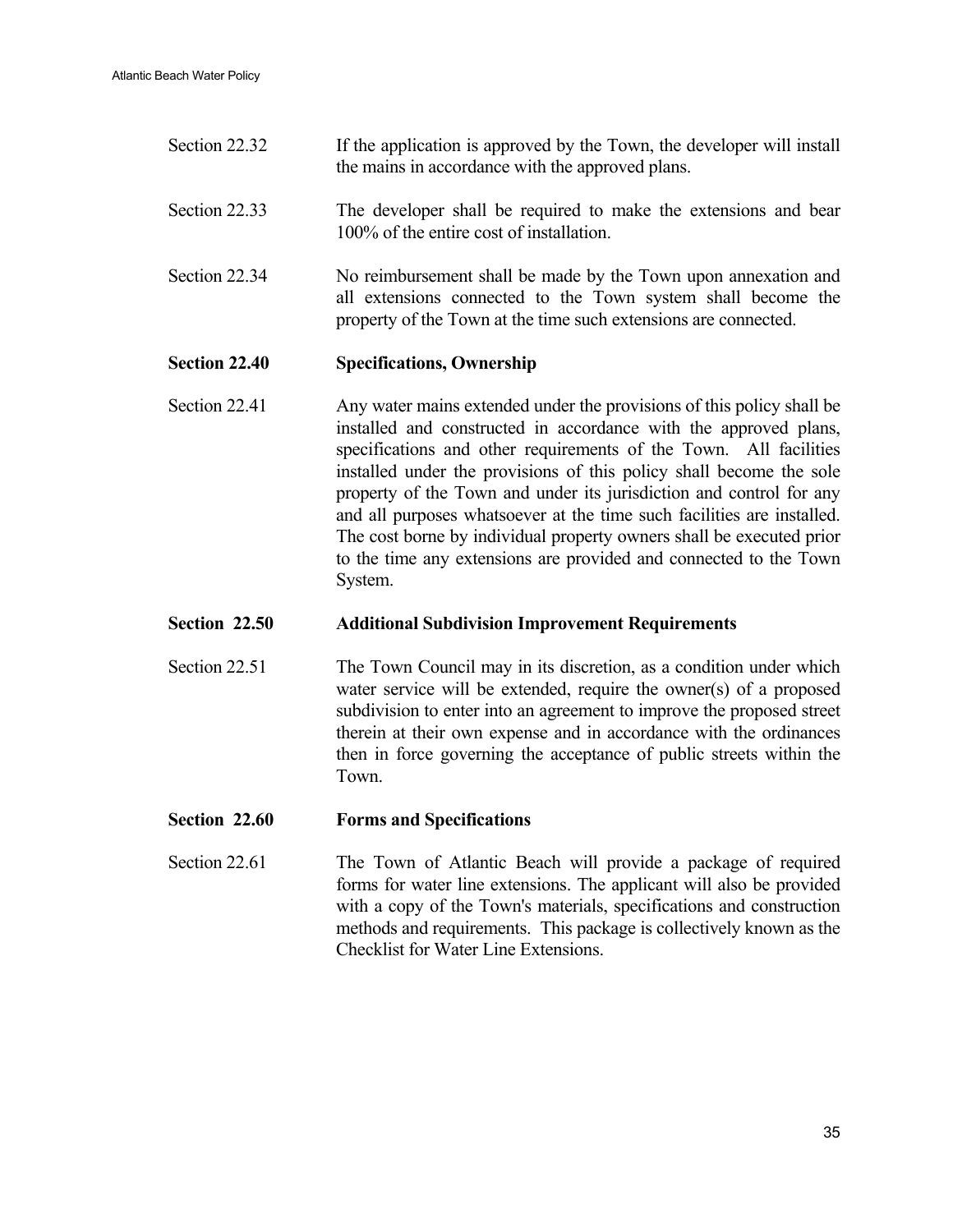Section 22.32 If the application is approved by the Town, the developer will install the mains in accordance with the approved plans.

Section 22.33 The developer shall be required to make the extensions and bear 100% of the entire cost of installation.

Section 22.34 No reimbursement shall be made by the Town upon annexation and all extensions connected to the Town system shall become the property of the Town at the time such extensions are connected.

**Section 22.40 Specifications, Ownership**

Section 22.41 Any water mains extended under the provisions of this policy shall be installed and constructed in accordance with the approved plans, specifications and other requirements of the Town. All facilities installed under the provisions of this policy shall become the sole property of the Town and under its jurisdiction and control for any and all purposes whatsoever at the time such facilities are installed. The cost borne by individual property owners shall be executed prior to the time any extensions are provided and connected to the Town System.

**Section 22.50 Additional Subdivision Improvement Requirements**

Section 22.51 The Town Council may in its discretion, as a condition under which water service will be extended, require the owner(s) of a proposed subdivision to enter into an agreement to improve the proposed street therein at their own expense and in accordance with the ordinances then in force governing the acceptance of public streets within the Town.

**Section 22.60 Forms and Specifications**

Section 22.61 The Town of Atlantic Beach will provide a package of required forms for water line extensions. The applicant will also be provided with a copy of the Town's materials, specifications and construction methods and requirements. This package is collectively known as the Checklist for Water Line Extensions.